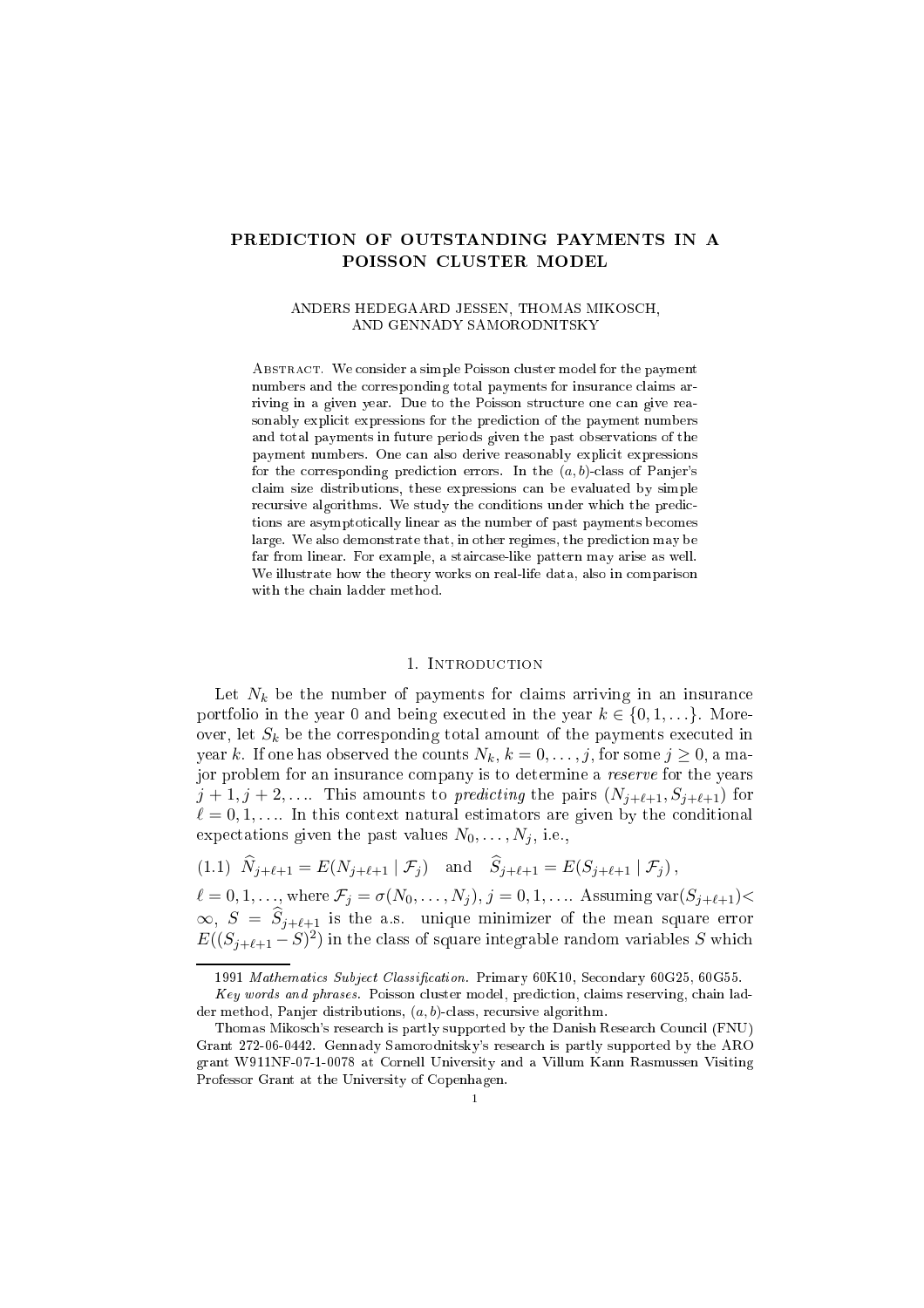# PREDICTION OF OUTSTANDING PAYMENTS IN A POISSON CLUSTER MODEL

ANDERS HEDEGAARD JESSEN, THOMAS MIKOSCH, AND GENNADY SAMORODNITSKY

Abstract. We consider a simple Poisson cluster model for the payment numbers and the corresponding total payments for insurance claims arriving in a given year. Due to the Poisson structure one can give reasonably explicit expressions for the prediction of the payment numbers and total payments in future periods given the past observations of the payment numbers. One can also derive reasonably explicit expressions for the corresponding prediction errors. In the $(a, b)$-class of Panjer's claim size distributions, these expressions can be evaluated by simple recursive algorithms. We study the conditions under which the predictions are asymptotically linear as the number of past payments becomes large. We also demonstrate that, in other regimes, the prediction may be far from linear. For example, a staircase-like pattern may arise as well. We illustrate how the theory works on real-life data, also in comparison with the chain ladder method.

## 1. Introduction

Let $N_k$ be the number of payments for claims arriving in an insurance portfolio in the year 0 and being executed in the year $k \in \{0, 1, \ldots\}$. Moreover, let $S_k$ be the corresponding total amount of the payments executed in year $k$. If one has observed the counts $N_k$, $k = 0, \ldots, j$, for some $j \geq 0$, a major problem for an insurance company is to determine a *reserve* for the years $j+1, j+2, \ldots$. This amounts to *predicting* the pairs $(N_{j+\ell+1}, S_{j+\ell+1})$ for $\ell = 0, 1, \ldots$. In this context natural estimators are given by the conditional expectations given the past values $N_0, \ldots, N_j$, i.e.,

$$\widehat{N}_{j+\ell+1} = E(N_{j+\ell+1} \mid \mathcal{F}_j) \quad \text{and} \quad \widehat{S}_{j+\ell+1} = E(S_{j+\ell+1} \mid \mathcal{F}_j)\,, \tag{1.1}$$

$\ell = 0, 1, \ldots$, where $\mathcal{F}_j = \sigma(N_0, \ldots, N_j)$, $j = 0, 1, \ldots$. Assuming $\operatorname{var}(S_{j+\ell+1}) < \infty$, $S = \widehat{S}_{j+\ell+1}$ is the a.s. unique minimizer of the mean square error $E((S_{j+\ell+1} - S)^2)$ in the class of square integrable random variables $S$ which

---

1991 *Mathematics Subject Classification.* Primary 60K10, Secondary 60G25, 60G55.

*Key words and phrases.* Poisson cluster model, prediction, claims reserving, chain ladder method, Panjer distributions, $(a, b)$-class, recursive algorithm.

Thomas Mikosch's research is partly supported by the Danish Research Council (FNU) Grant 272-06-0442. Gennady Samorodnitsky's research is partly supported by the ARO grant W911NF-07-1-0078 at Cornell University and a Villum Kann Rasmussen Visiting Professor Grant at the University of Copenhagen.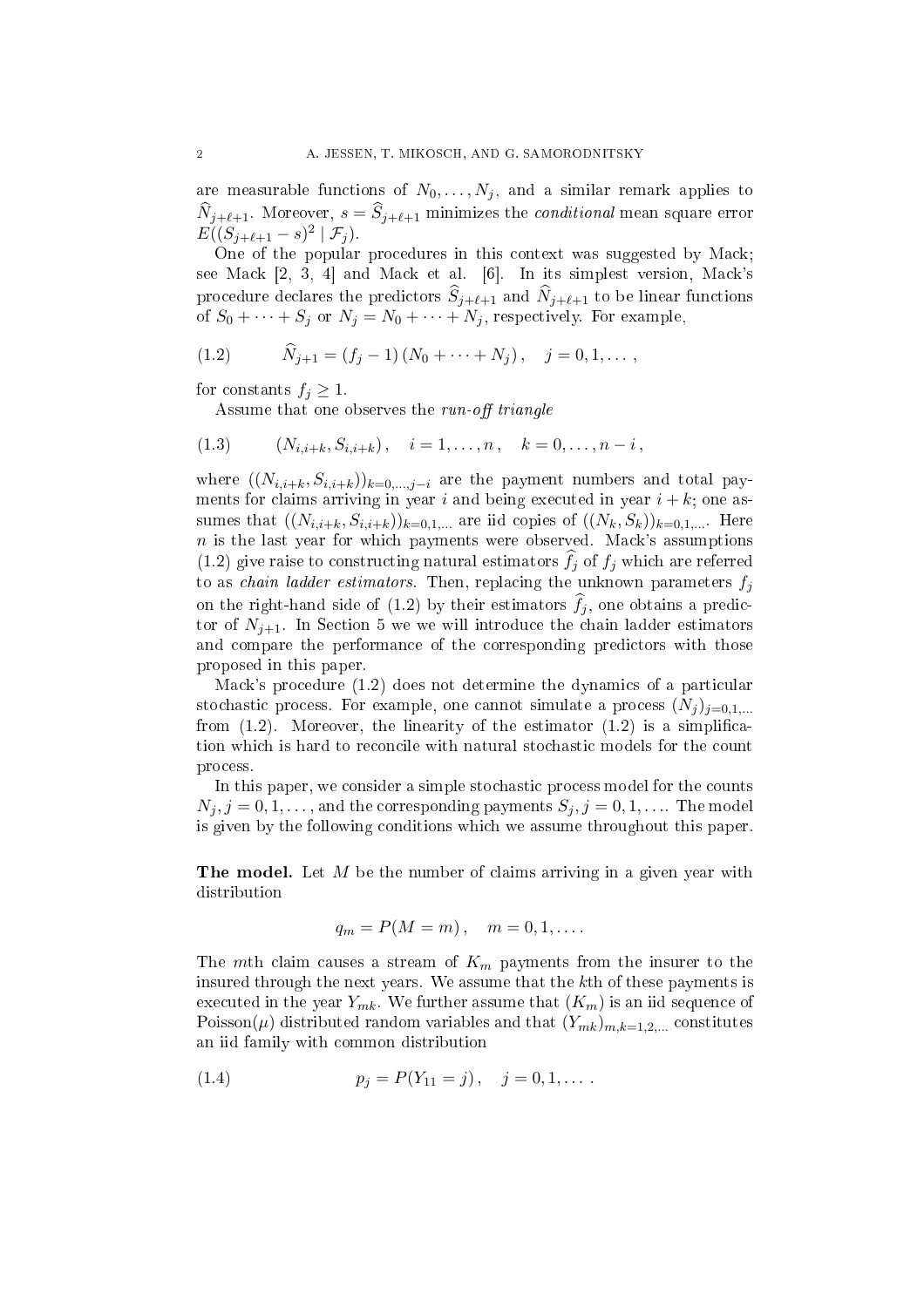are measurable functions of $N_0, \ldots, N_j$, and a similar remark applies to $\widehat{N}_{j+\ell+1}$. Moreover, $s = \widehat{S}_{j+\ell+1}$ minimizes the *conditional* mean square error $E((S_{j+\ell+1} - s)^2 \mid \mathcal{F}_j)$.

One of the popular procedures in this context was suggested by Mack; see Mack [2, 3, 4] and Mack et al. [6]. In its simplest version, Mack's procedure declares the predictors $\widehat{S}_{j+\ell+1}$ and $\widehat{N}_{j+\ell+1}$ to be linear functions of $S_0 + \cdots + S_j$ or $N_j = N_0 + \cdots + N_j$, respectively. For example,

$$\widehat{N}_{j+1} = (f_j - 1)\,(N_0 + \cdots + N_j)\,, \quad j = 0, 1, \ldots\,, \tag{1.2}$$

for constants $f_j \geq 1$.

Assume that one observes the *run-off triangle*

$$(N_{i,i+k}, S_{i,i+k})\,, \quad i = 1, \ldots, n\,, \quad k = 0, \ldots, n-i\,, \tag{1.3}$$

where $((N_{i,i+k}, S_{i,i+k}))_{k=0,\ldots,j-i}$ are the payment numbers and total payments for claims arriving in year $i$ and being executed in year $i+k$; one assumes that $((N_{i,i+k}, S_{i,i+k}))_{k=0,1,\ldots}$ are iid copies of $((N_k, S_k))_{k=0,1,\ldots}$. Here $n$ is the last year for which payments were observed. Mack's assumptions (1.2) give raise to constructing natural estimators $\widehat{f}_j$ of $f_j$ which are referred to as *chain ladder estimators*. Then, replacing the unknown parameters $f_j$ on the right-hand side of (1.2) by their estimators $\widehat{f}_j$, one obtains a predictor of $N_{j+1}$. In Section 5 we we will introduce the chain ladder estimators and compare the performance of the corresponding predictors with those proposed in this paper.

Mack's procedure (1.2) does not determine the dynamics of a particular stochastic process. For example, one cannot simulate a process $(N_j)_{j=0,1,\ldots}$ from (1.2). Moreover, the linearity of the estimator (1.2) is a simplification which is hard to reconcile with natural stochastic models for the count process.

In this paper, we consider a simple stochastic process model for the counts $N_j, j = 0, 1, \ldots$, and the corresponding payments $S_j, j = 0, 1, \ldots$. The model is given by the following conditions which we assume throughout this paper.

**The model.** Let $M$ be the number of claims arriving in a given year with distribution

$$q_m = P(M = m)\,, \quad m = 0, 1, \ldots\,.$$

The $m$th claim causes a stream of $K_m$ payments from the insurer to the insured through the next years. We assume that the $k$th of these payments is executed in the year $Y_{mk}$. We further assume that $(K_m)$ is an iid sequence of Poisson($\mu$) distributed random variables and that $(Y_{mk})_{m,k=1,2,\ldots}$ constitutes an iid family with common distribution

$$p_j = P(Y_{11} = j)\,, \quad j = 0, 1, \ldots\,. \tag{1.4}$$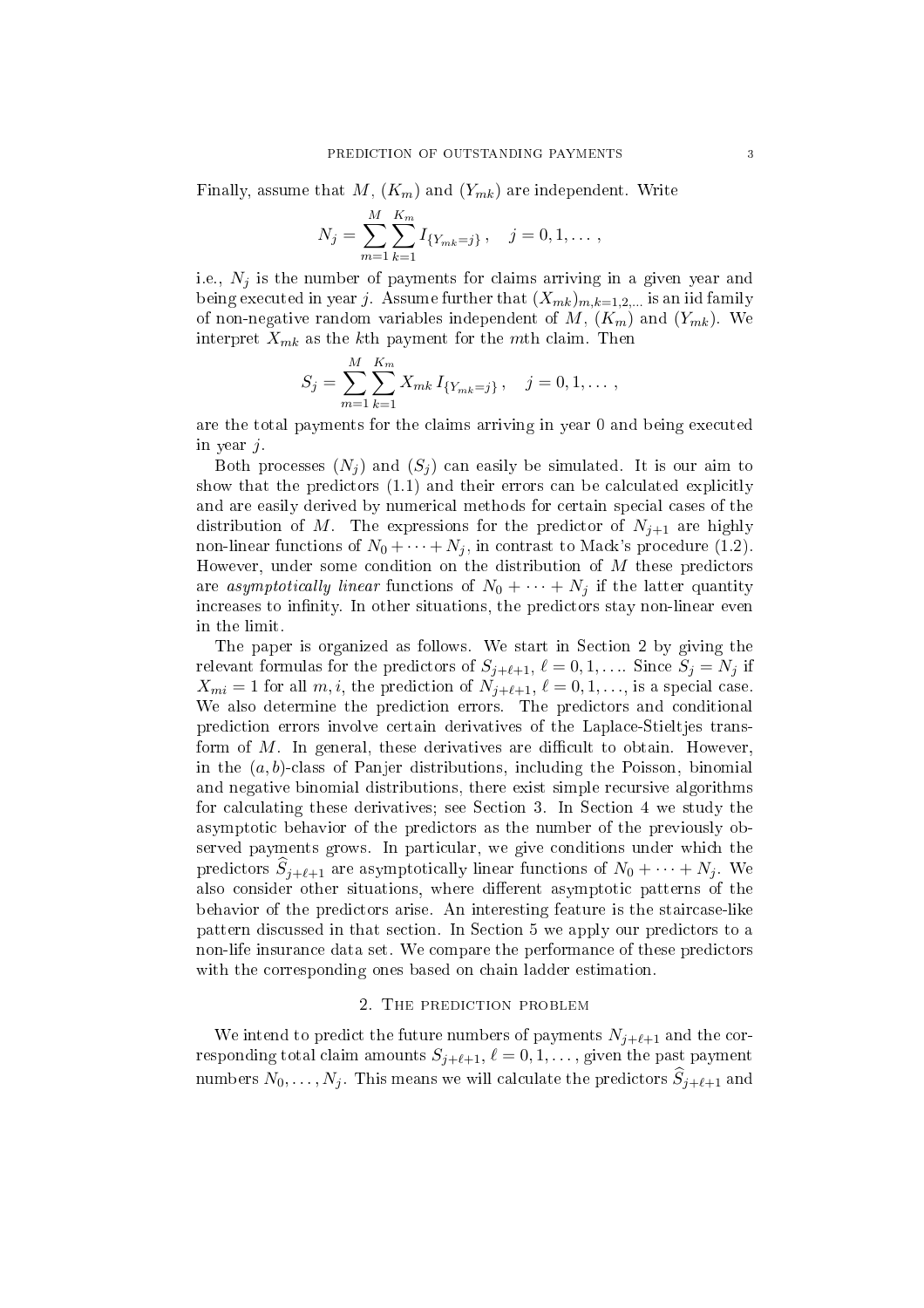Finally, assume that $M$, $(K_m)$ and $(Y_{mk})$ are independent. Write

$$N_j = \sum_{m=1}^{M} \sum_{k=1}^{K_m} I_{\{Y_{mk}=j\}}\,, \quad j = 0, 1, \dots\,,$$

i.e., $N_j$ is the number of payments for claims arriving in a given year and being executed in year $j$. Assume further that $(X_{mk})_{m,k=1,2,\dots}$ is an iid family of non-negative random variables independent of $M$, $(K_m)$ and $(Y_{mk})$. We interpret $X_{mk}$ as the $k$th payment for the $m$th claim. Then

$$S_j = \sum_{m=1}^{M} \sum_{k=1}^{K_m} X_{mk}\, I_{\{Y_{mk}=j\}}\,, \quad j = 0, 1, \dots\,,$$

are the total payments for the claims arriving in year 0 and being executed in year $j$.

Both processes $(N_j)$ and $(S_j)$ can easily be simulated. It is our aim to show that the predictors (1.1) and their errors can be calculated explicitly and are easily derived by numerical methods for certain special cases of the distribution of $M$. The expressions for the predictor of $N_{j+1}$ are highly non-linear functions of $N_0 + \cdots + N_j$, in contrast to Mack's procedure (1.2). However, under some condition on the distribution of $M$ these predictors are *asymptotically linear* functions of $N_0 + \cdots + N_j$ if the latter quantity increases to infinity. In other situations, the predictors stay non-linear even in the limit.

The paper is organized as follows. We start in Section 2 by giving the relevant formulas for the predictors of $S_{j+\ell+1}$, $\ell = 0, 1, \dots$. Since $S_j = N_j$ if $X_{mi} = 1$ for all $m, i$, the prediction of $N_{j+\ell+1}$, $\ell = 0, 1, \dots$, is a special case. We also determine the prediction errors. The predictors and conditional prediction errors involve certain derivatives of the Laplace-Stieltjes transform of $M$. In general, these derivatives are difficult to obtain. However, in the $(a, b)$-class of Panjer distributions, including the Poisson, binomial and negative binomial distributions, there exist simple recursive algorithms for calculating these derivatives; see Section 3. In Section 4 we study the asymptotic behavior of the predictors as the number of the previously observed payments grows. In particular, we give conditions under which the predictors $\widehat{S}_{j+\ell+1}$ are asymptotically linear functions of $N_0 + \cdots + N_j$. We also consider other situations, where different asymptotic patterns of the behavior of the predictors arise. An interesting feature is the staircase-like pattern discussed in that section. In Section 5 we apply our predictors to a non-life insurance data set. We compare the performance of these predictors with the corresponding ones based on chain ladder estimation.

## 2. The prediction problem

We intend to predict the future numbers of payments $N_{j+\ell+1}$ and the corresponding total claim amounts $S_{j+\ell+1}$, $\ell = 0, 1, \dots$, given the past payment numbers $N_0, \dots, N_j$. This means we will calculate the predictors $\widehat{S}_{j+\ell+1}$ and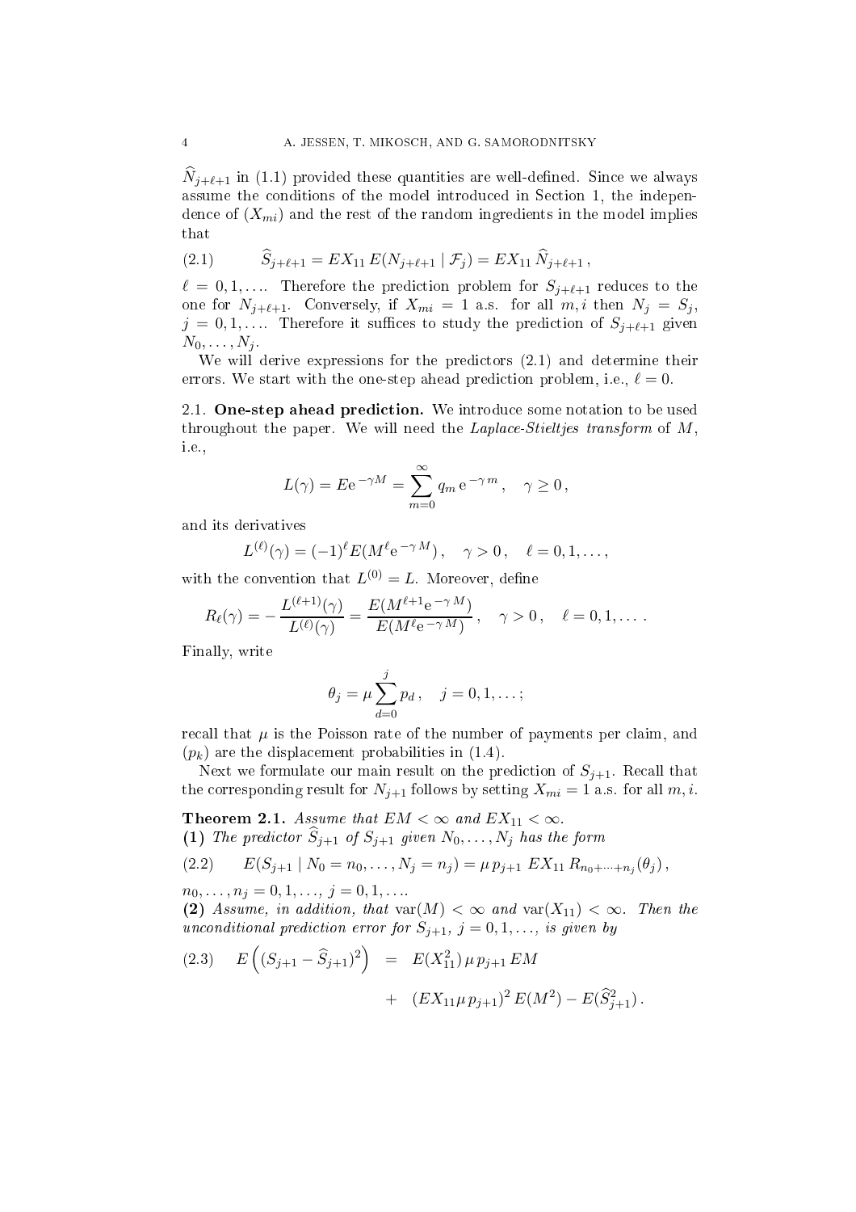$\widehat{N}_{j+\ell+1}$ in (1.1) provided these quantities are well-defined. Since we always assume the conditions of the model introduced in Section 1, the independence of $(X_{mi})$ and the rest of the random ingredients in the model implies that

$$\widehat{S}_{j+\ell+1} = EX_{11}\, E(N_{j+\ell+1} \mid \mathcal{F}_j) = EX_{11}\, \widehat{N}_{j+\ell+1}\,, \tag{2.1}$$

$\ell = 0, 1, \ldots$. Therefore the prediction problem for $S_{j+\ell+1}$ reduces to the one for $N_{j+\ell+1}$. Conversely, if $X_{mi} = 1$ a.s. for all $m, i$ then $N_j = S_j$, $j = 0, 1, \ldots$. Therefore it suffices to study the prediction of $S_{j+\ell+1}$ given $N_0, \ldots, N_j$.

We will derive expressions for the predictors (2.1) and determine their errors. We start with the one-step ahead prediction problem, i.e., $\ell = 0$.

### 2.1. One-step ahead prediction.

We introduce some notation to be used throughout the paper. We will need the *Laplace-Stieltjes transform* of $M$, i.e.,

$$L(\gamma) = E\mathrm{e}^{-\gamma M} = \sum_{m=0}^{\infty} q_m\, \mathrm{e}^{-\gamma m}\,, \quad \gamma \geq 0\,,$$

and its derivatives

$$L^{(\ell)}(\gamma) = (-1)^{\ell} E(M^{\ell}\mathrm{e}^{-\gamma M})\,, \quad \gamma > 0\,, \quad \ell = 0, 1, \ldots,$$

with the convention that $L^{(0)} = L$. Moreover, define

$$R_{\ell}(\gamma) = -\frac{L^{(\ell+1)}(\gamma)}{L^{(\ell)}(\gamma)} = \frac{E(M^{\ell+1}\mathrm{e}^{-\gamma M})}{E(M^{\ell}\mathrm{e}^{-\gamma M})}\,, \quad \gamma > 0\,, \quad \ell = 0, 1, \ldots\,.$$

Finally, write

$$\theta_j = \mu \sum_{d=0}^{j} p_d\,, \quad j = 0, 1, \ldots;$$

recall that $\mu$ is the Poisson rate of the number of payments per claim, and $(p_k)$ are the displacement probabilities in (1.4).

Next we formulate our main result on the prediction of $S_{j+1}$. Recall that the corresponding result for $N_{j+1}$ follows by setting $X_{mi} = 1$ a.s. for all $m, i$.

**Theorem 2.1.** *Assume that $EM < \infty$ and $EX_{11} < \infty$.*
**(1)** *The predictor $\widehat{S}_{j+1}$ of $S_{j+1}$ given $N_0, \ldots, N_j$ has the form*

$$E(S_{j+1} \mid N_0 = n_0, \ldots, N_j = n_j) = \mu\, p_{j+1}\, EX_{11}\, R_{n_0+\cdots+n_j}(\theta_j)\,, \tag{2.2}$$

$n_0, \ldots, n_j = 0, 1, \ldots,$ $j = 0, 1, \ldots$.
**(2)** *Assume, in addition, that $\mathrm{var}(M) < \infty$ and $\mathrm{var}(X_{11}) < \infty$. Then the unconditional prediction error for $S_{j+1}$, $j = 0, 1, \ldots$, is given by*

$$\begin{aligned} E\left((S_{j+1} - \widehat{S}_{j+1})^2\right) &= E(X_{11}^2)\, \mu\, p_{j+1}\, EM \\ &\quad + (EX_{11} \mu\, p_{j+1})^2\, E(M^2) - E(\widehat{S}_{j+1}^2)\,. \end{aligned} \tag{2.3}$$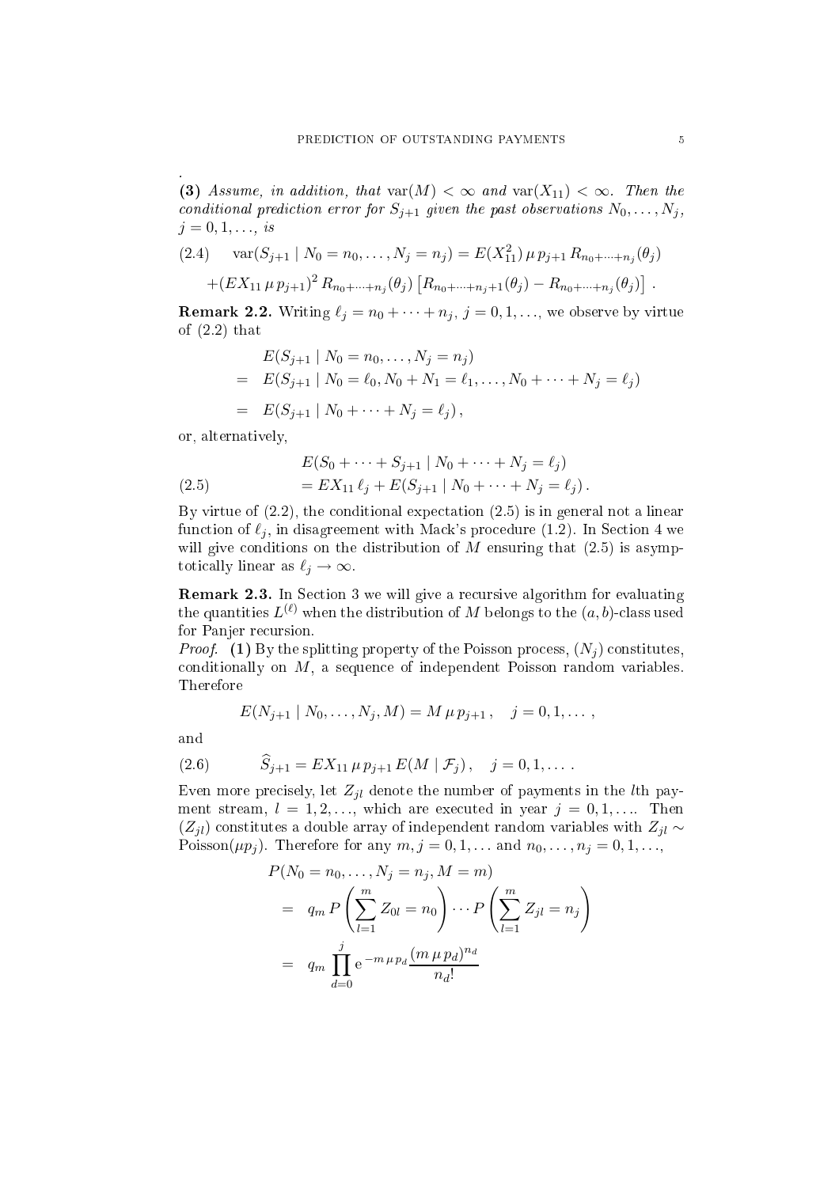.

**(3)** *Assume, in addition, that* $\mathrm{var}(M) < \infty$ *and* $\mathrm{var}(X_{11}) < \infty$. *Then the conditional prediction error for* $S_{j+1}$ *given the past observations* $N_0, \ldots, N_j$, $j = 0, 1, \ldots$, *is*

$$\mathrm{var}(S_{j+1} \mid N_0 = n_0, \ldots, N_j = n_j) = E(X_{11}^2)\,\mu\, p_{j+1}\, R_{n_0+\cdots+n_j}(\theta_j) \tag{2.4}$$
$$+(EX_{11}\,\mu\, p_{j+1})^2\, R_{n_0+\cdots+n_j}(\theta_j)\left[R_{n_0+\cdots+n_j+1}(\theta_j) - R_{n_0+\cdots+n_j}(\theta_j)\right].$$

**Remark 2.2.** Writing $\ell_j = n_0 + \cdots + n_j$, $j = 0, 1, \ldots$, we observe by virtue of (2.2) that

$$\begin{aligned}
&E(S_{j+1} \mid N_0 = n_0, \ldots, N_j = n_j)\\
=\;& E(S_{j+1} \mid N_0 = \ell_0, N_0 + N_1 = \ell_1, \ldots, N_0 + \cdots + N_j = \ell_j)\\
=\;& E(S_{j+1} \mid N_0 + \cdots + N_j = \ell_j)\,,
\end{aligned}$$

or, alternatively,

$$\begin{aligned}
&E(S_0 + \cdots + S_{j+1} \mid N_0 + \cdots + N_j = \ell_j)\\
&= EX_{11}\,\ell_j + E(S_{j+1} \mid N_0 + \cdots + N_j = \ell_j)\,.
\end{aligned} \tag{2.5}$$

By virtue of (2.2), the conditional expectation (2.5) is in general not a linear function of $\ell_j$, in disagreement with Mack's procedure (1.2). In Section 4 we will give conditions on the distribution of $M$ ensuring that (2.5) is asymptotically linear as $\ell_j \to \infty$.

**Remark 2.3.** In Section 3 we will give a recursive algorithm for evaluating the quantities $L^{(\ell)}$ when the distribution of $M$ belongs to the $(a, b)$-class used for Panjer recursion.

*Proof.* **(1)** By the splitting property of the Poisson process, $(N_j)$ constitutes, conditionally on $M$, a sequence of independent Poisson random variables. Therefore

$$E(N_{j+1} \mid N_0, \ldots, N_j, M) = M\,\mu\, p_{j+1}\,, \quad j = 0, 1, \ldots\,,$$

and

$$\widehat{S}_{j+1} = EX_{11}\,\mu\, p_{j+1}\, E(M \mid \mathcal{F}_j)\,, \quad j = 0, 1, \ldots\,. \tag{2.6}$$

Even more precisely, let $Z_{jl}$ denote the number of payments in the $l$th payment stream, $l = 1, 2, \ldots$, which are executed in year $j = 0, 1, \ldots$. Then $(Z_{jl})$ constitutes a double array of independent random variables with $Z_{jl} \sim \mathrm{Poisson}(\mu p_j)$. Therefore for any $m, j = 0, 1, \ldots$ and $n_0, \ldots, n_j = 0, 1, \ldots$,

$$\begin{aligned}
&P(N_0 = n_0, \ldots, N_j = n_j, M = m)\\
=\;& q_m\, P\left(\sum_{l=1}^{m} Z_{0l} = n_0\right) \cdots P\left(\sum_{l=1}^{m} Z_{jl} = n_j\right)\\
=\;& q_m \prod_{d=0}^{j} \mathrm{e}^{-m\,\mu\, p_d} \frac{(m\,\mu\, p_d)^{n_d}}{n_d!}
\end{aligned}$$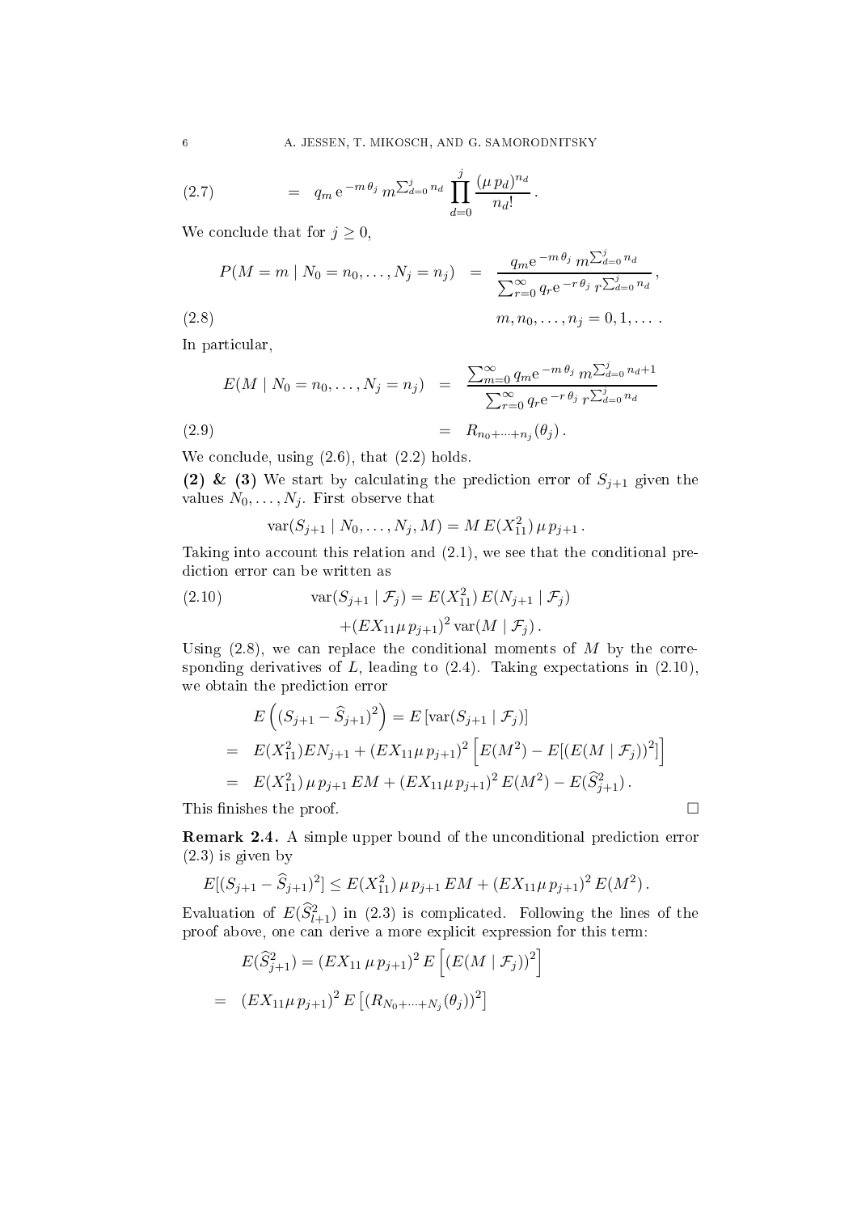$$= \quad q_m \, \mathrm{e}^{-m\,\theta_j} \, m^{\sum_{d=0}^j n_d} \prod_{d=0}^{j} \frac{(\mu\, p_d)^{n_d}}{n_d!} \,. \tag{2.7}$$

We conclude that for $j \ge 0$,

$$P(M = m \mid N_0 = n_0, \ldots, N_j = n_j) \;=\; \frac{q_m \mathrm{e}^{-m\,\theta_j} \, m^{\sum_{d=0}^j n_d}}{\sum_{r=0}^\infty q_r \mathrm{e}^{-r\,\theta_j} \, r^{\sum_{d=0}^j n_d}} \,,$$

$$m, n_0, \ldots, n_j = 0, 1, \ldots \,. \tag{2.8}$$

In particular,

$$E(M \mid N_0 = n_0, \ldots, N_j = n_j) \;=\; \frac{\sum_{m=0}^\infty q_m \mathrm{e}^{-m\,\theta_j} \, m^{\sum_{d=0}^j n_d + 1}}{\sum_{r=0}^\infty q_r \mathrm{e}^{-r\,\theta_j} \, r^{\sum_{d=0}^j n_d}}$$

$$= \; R_{n_0+\cdots+n_j}(\theta_j) \,. \tag{2.9}$$

We conclude, using (2.6), that (2.2) holds.

**(2) & (3)** We start by calculating the prediction error of $S_{j+1}$ given the values $N_0, \ldots, N_j$. First observe that

$$\operatorname{var}(S_{j+1} \mid N_0, \ldots, N_j, M) = M \, E(X_{11}^2) \, \mu \, p_{j+1} \,.$$

Taking into account this relation and (2.1), we see that the conditional prediction error can be written as

$$\operatorname{var}(S_{j+1} \mid \mathcal{F}_j) = E(X_{11}^2) \, E(N_{j+1} \mid \mathcal{F}_j) \tag{2.10}$$
$$+ (E X_{11} \mu \, p_{j+1})^2 \operatorname{var}(M \mid \mathcal{F}_j) \,.$$

Using (2.8), we can replace the conditional moments of $M$ by the corresponding derivatives of $L$, leading to (2.4). Taking expectations in (2.10), we obtain the prediction error

$$E\left((S_{j+1} - \widehat{S}_{j+1})^2\right) = E\left[\operatorname{var}(S_{j+1} \mid \mathcal{F}_j)\right]$$

$$= \; E(X_{11}^2) E N_{j+1} + (E X_{11} \mu \, p_{j+1})^2 \left[ E(M^2) - E[(E(M \mid \mathcal{F}_j))^2] \right]$$

$$= \; E(X_{11}^2) \, \mu \, p_{j+1} \, E M + (E X_{11} \mu \, p_{j+1})^2 \, E(M^2) - E(\widehat{S}_{j+1}^2) \,.$$

This finishes the proof. $\square$

**Remark 2.4.** A simple upper bound of the unconditional prediction error (2.3) is given by

$$E[(S_{j+1} - \widehat{S}_{j+1})^2] \le E(X_{11}^2) \, \mu \, p_{j+1} \, E M + (E X_{11} \mu \, p_{j+1})^2 \, E(M^2) \,.$$

Evaluation of $E(\widehat{S}_{l+1}^2)$ in (2.3) is complicated. Following the lines of the proof above, one can derive a more explicit expression for this term:

$$E(\widehat{S}_{j+1}^2) = (E X_{11} \, \mu \, p_{j+1})^2 \, E\left[ (E(M \mid \mathcal{F}_j))^2 \right]$$

$$= \; (E X_{11} \mu \, p_{j+1})^2 \, E\left[ (R_{N_0+\cdots+N_j}(\theta_j))^2 \right]$$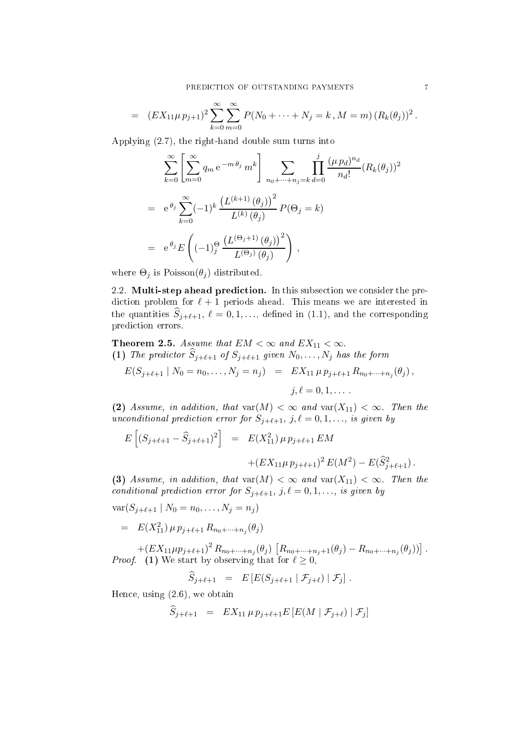$$= \quad (EX_{11}\mu\, p_{j+1})^2 \sum_{k=0}^{\infty}\sum_{m=0}^{\infty} P(N_0+\cdots+N_j=k\,,M=m)\,(R_k(\theta_j))^2\,.$$

Applying (2.7), the right-hand double sum turns into

$$\sum_{k=0}^{\infty}\left[\sum_{m=0}^{\infty} q_m\,\mathrm{e}^{-m\,\theta_j}\,m^k\right]\sum_{n_0+\cdots+n_j=k}\prod_{d=0}^{j}\frac{(\mu\,p_d)^{n_d}}{n_d!}(R_k(\theta_j))^2$$

$$= \quad \mathrm{e}^{\theta_j}\sum_{k=0}^{\infty}(-1)^k\,\frac{\left(L^{(k+1)}\,(\theta_j)\right)^2}{L^{(k)}\,(\theta_j)}\,P(\Theta_j=k)$$

$$= \quad \mathrm{e}^{\theta_j} E\left((-1)^{\Theta}_j\,\frac{\left(L^{(\Theta_j+1)}\,(\theta_j)\right)^2}{L^{(\Theta_j)}\,(\theta_j)}\right)\,,$$

where $\Theta_j$ is Poisson$(\theta_j)$ distributed.

2.2. **Multi-step ahead prediction.** In this subsection we consider the prediction problem for $\ell+1$ periods ahead. This means we are interested in the quantities $\widehat{S}_{j+\ell+1}$, $\ell=0,1,\ldots$, defined in (1.1), and the corresponding prediction errors.

**Theorem 2.5.** *Assume that $EM<\infty$ and $EX_{11}<\infty$.*
**(1)** *The predictor $\widehat{S}_{j+\ell+1}$ of $S_{j+\ell+1}$ given $N_0,\ldots,N_j$ has the form*

$$E(S_{j+\ell+1}\mid N_0=n_0,\ldots,N_j=n_j) \quad = \quad EX_{11}\,\mu\,p_{j+\ell+1}\,R_{n_0+\cdots+n_j}(\theta_j)\,,$$
$$j,\ell=0,1,\ldots\,.$$

**(2)** *Assume, in addition, that $\mathrm{var}(M)<\infty$ and $\mathrm{var}(X_{11})<\infty$. Then the unconditional prediction error for $S_{j+\ell+1}$, $j,\ell=0,1,\ldots$, is given by*

$$E\left[(S_{j+\ell+1}-\widehat{S}_{j+\ell+1})^2\right] \quad = \quad E(X_{11}^2)\,\mu\,p_{j+\ell+1}\,EM$$
$$+(EX_{11}\mu\,p_{j+\ell+1})^2\,E(M^2)-E(\widehat{S}_{j+\ell+1}^2)\,.$$

**(3)** *Assume, in addition, that $\mathrm{var}(M)<\infty$ and $\mathrm{var}(X_{11})<\infty$. Then the conditional prediction error for $S_{j+\ell+1}$, $j,\ell=0,1,\ldots$, is given by*

$$\mathrm{var}(S_{j+\ell+1}\mid N_0=n_0,\ldots,N_j=n_j)$$

$$= \quad E(X_{11}^2)\,\mu\,p_{j+\ell+1}\,R_{n_0+\cdots+n_j}(\theta_j)$$

$$+(EX_{11}\mu p_{j+\ell+1})^2\,R_{n_0+\cdots+n_j}(\theta_j)\,\left[R_{n_0+\cdots+n_j+1}(\theta_j)-R_{n_0+\cdots+n_j}(\theta_j))\right]\,.$$

*Proof.* **(1)** We start by observing that for $\ell\geq 0$,

$$\widehat{S}_{j+\ell+1} \quad = \quad E\left[E(S_{j+\ell+1}\mid\mathcal{F}_{j+\ell})\mid\mathcal{F}_j\right]\,.$$

Hence, using (2.6), we obtain

$$\widehat{S}_{j+\ell+1} \quad = \quad EX_{11}\,\mu\,p_{j+\ell+1}E\left[E(M\mid\mathcal{F}_{j+\ell})\mid\mathcal{F}_j\right]$$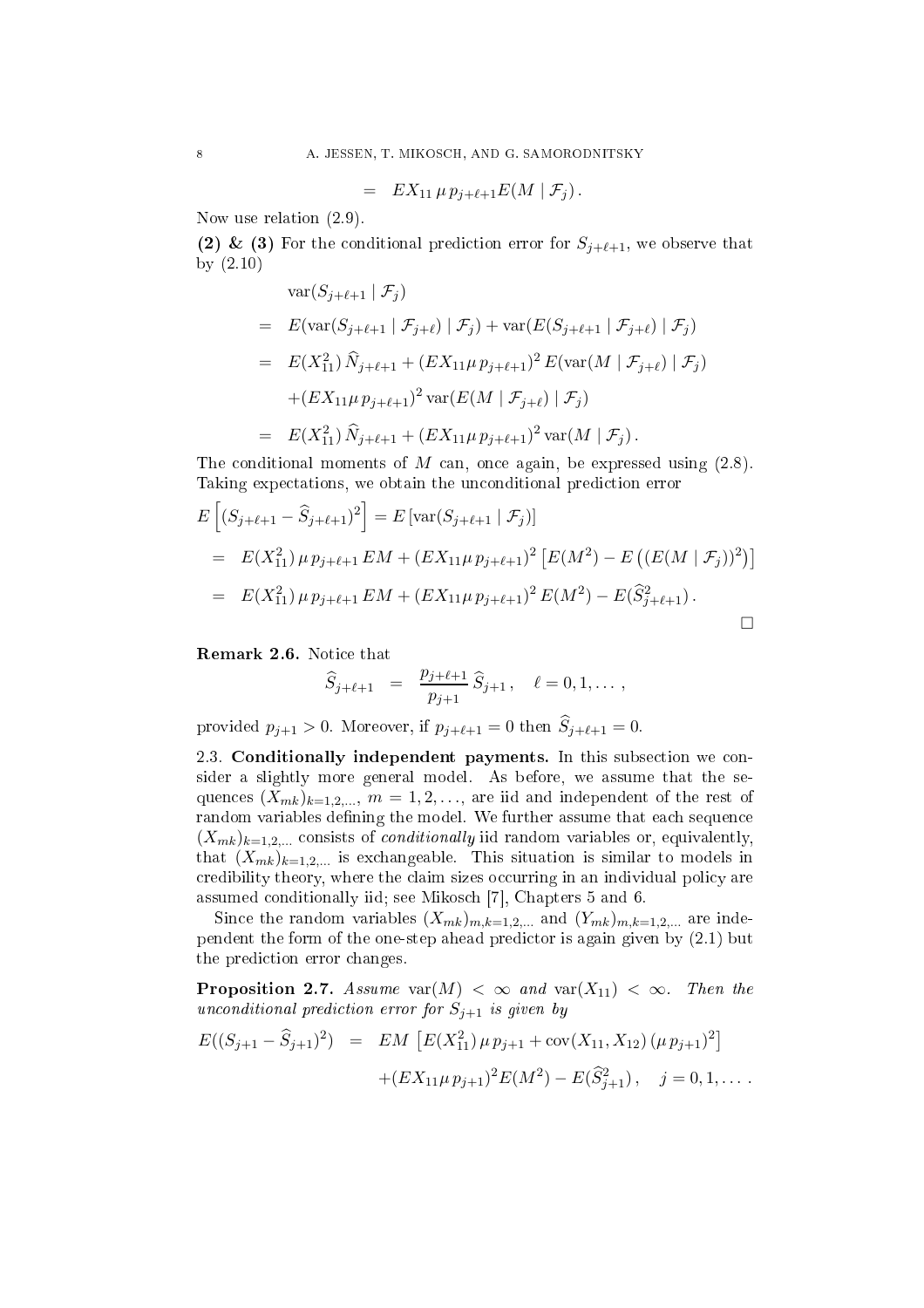$$= \quad EX_{11}\,\mu\,p_{j+\ell+1}E(M \mid \mathcal{F}_j)\,.$$

Now use relation (2.9).

**(2) & (3)** For the conditional prediction error for $S_{j+\ell+1}$, we observe that by (2.10)

$$\begin{aligned}
&\operatorname{var}(S_{j+\ell+1} \mid \mathcal{F}_j)\\
&= \quad E(\operatorname{var}(S_{j+\ell+1} \mid \mathcal{F}_{j+\ell}) \mid \mathcal{F}_j) + \operatorname{var}(E(S_{j+\ell+1} \mid \mathcal{F}_{j+\ell}) \mid \mathcal{F}_j)\\
&= \quad E(X_{11}^2)\,\widehat{N}_{j+\ell+1} + (EX_{11}\mu\,p_{j+\ell+1})^2\,E(\operatorname{var}(M \mid \mathcal{F}_{j+\ell}) \mid \mathcal{F}_j)\\
&\qquad +(EX_{11}\mu\,p_{j+\ell+1})^2\operatorname{var}(E(M \mid \mathcal{F}_{j+\ell}) \mid \mathcal{F}_j)\\
&= \quad E(X_{11}^2)\,\widehat{N}_{j+\ell+1} + (EX_{11}\mu\,p_{j+\ell+1})^2\operatorname{var}(M \mid \mathcal{F}_j)\,.
\end{aligned}$$

The conditional moments of $M$ can, once again, be expressed using (2.8). Taking expectations, we obtain the unconditional prediction error

$$\begin{aligned}
&E\left[(S_{j+\ell+1} - \widehat{S}_{j+\ell+1})^2\right] = E\left[\operatorname{var}(S_{j+\ell+1} \mid \mathcal{F}_j)\right]\\
&= \quad E(X_{11}^2)\,\mu\,p_{j+\ell+1}\,EM + (EX_{11}\mu\,p_{j+\ell+1})^2\left[E(M^2) - E\left((E(M \mid \mathcal{F}_j))^2\right)\right]\\
&= \quad E(X_{11}^2)\,\mu\,p_{j+\ell+1}\,EM + (EX_{11}\mu\,p_{j+\ell+1})^2\,E(M^2) - E(\widehat{S}_{j+\ell+1}^2)\,.
\end{aligned}$$

□

**Remark 2.6.** Notice that

$$\widehat{S}_{j+\ell+1} \quad = \quad \frac{p_{j+\ell+1}}{p_{j+1}}\,\widehat{S}_{j+1}\,, \quad \ell = 0, 1, \ldots\,,$$

provided $p_{j+1} > 0$. Moreover, if $p_{j+\ell+1} = 0$ then $\widehat{S}_{j+\ell+1} = 0$.

2.3. **Conditionally independent payments.** In this subsection we consider a slightly more general model. As before, we assume that the sequences $(X_{mk})_{k=1,2,\ldots}$, $m = 1, 2, \ldots$, are iid and independent of the rest of random variables defining the model. We further assume that each sequence $(X_{mk})_{k=1,2,\ldots}$ consists of *conditionally* iid random variables or, equivalently, that $(X_{mk})_{k=1,2,\ldots}$ is exchangeable. This situation is similar to models in credibility theory, where the claim sizes occurring in an individual policy are assumed conditionally iid; see Mikosch [7], Chapters 5 and 6.

Since the random variables $(X_{mk})_{m,k=1,2,\ldots}$ and $(Y_{mk})_{m,k=1,2,\ldots}$ are independent the form of the one-step ahead predictor is again given by (2.1) but the prediction error changes.

**Proposition 2.7.** *Assume* $\operatorname{var}(M) < \infty$ *and* $\operatorname{var}(X_{11}) < \infty$. *Then the unconditional prediction error for* $S_{j+1}$ *is given by*

$$\begin{aligned}
E((S_{j+1} - \widehat{S}_{j+1})^2) \quad &= \quad EM\,\left[E(X_{11}^2)\,\mu\,p_{j+1} + \operatorname{cov}(X_{11}, X_{12})\,(\mu\,p_{j+1})^2\right]\\
&\qquad +(EX_{11}\mu\,p_{j+1})^2E(M^2) - E(\widehat{S}_{j+1}^2)\,, \quad j = 0, 1, \ldots\,.
\end{aligned}$$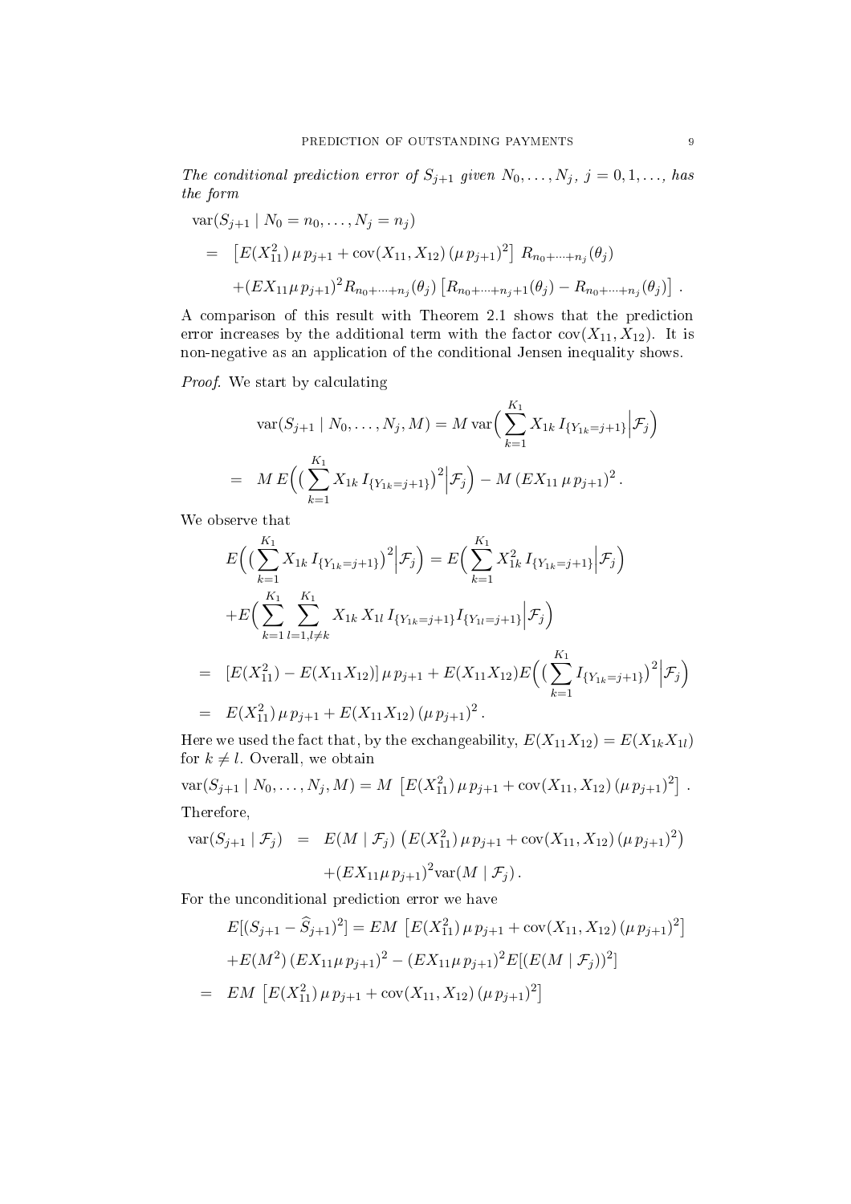*The conditional prediction error of $S_{j+1}$ given $N_0,\dots,N_j$, $j=0,1,\dots$, has the form*

$$
\begin{aligned}
&\operatorname{var}(S_{j+1}\mid N_0=n_0,\dots,N_j=n_j)\\
&= \left[E(X_{11}^2)\,\mu\,p_{j+1}+\operatorname{cov}(X_{11},X_{12})\,(\mu\,p_{j+1})^2\right]\,R_{n_0+\cdots+n_j}(\theta_j)\\
&\quad +(EX_{11}\mu\,p_{j+1})^2R_{n_0+\cdots+n_j}(\theta_j)\left[R_{n_0+\cdots+n_j+1}(\theta_j)-R_{n_0+\cdots+n_j}(\theta_j)\right].
\end{aligned}
$$

A comparison of this result with Theorem 2.1 shows that the prediction error increases by the additional term with the factor $\operatorname{cov}(X_{11},X_{12})$. It is non-negative as an application of the conditional Jensen inequality shows.

*Proof.* We start by calculating

$$
\begin{aligned}
\operatorname{var}(S_{j+1}\mid N_0,\dots,N_j,M) &= M\operatorname{var}\Big(\sum_{k=1}^{K_1}X_{1k}\,I_{\{Y_{1k}=j+1\}}\Big|\mathcal{F}_j\Big)\\
&= M\,E\Big(\big(\sum_{k=1}^{K_1}X_{1k}\,I_{\{Y_{1k}=j+1\}}\big)^2\Big|\mathcal{F}_j\Big)-M\,(EX_{11}\,\mu\,p_{j+1})^2\,.
\end{aligned}
$$

We observe that

$$
\begin{aligned}
&E\Big(\big(\sum_{k=1}^{K_1}X_{1k}\,I_{\{Y_{1k}=j+1\}}\big)^2\Big|\mathcal{F}_j\Big)=E\Big(\sum_{k=1}^{K_1}X_{1k}^2\,I_{\{Y_{1k}=j+1\}}\Big|\mathcal{F}_j\Big)\\
&+E\Big(\sum_{k=1}^{K_1}\sum_{l=1,l\neq k}^{K_1}X_{1k}\,X_{1l}\,I_{\{Y_{1k}=j+1\}}I_{\{Y_{1l}=j+1\}}\Big|\mathcal{F}_j\Big)\\
&= [E(X_{11}^2)-E(X_{11}X_{12})]\,\mu\,p_{j+1}+E(X_{11}X_{12})E\Big(\big(\sum_{k=1}^{K_1}I_{\{Y_{1k}=j+1\}}\big)^2\Big|\mathcal{F}_j\Big)\\
&= E(X_{11}^2)\,\mu\,p_{j+1}+E(X_{11}X_{12})\,(\mu\,p_{j+1})^2\,.
\end{aligned}
$$

Here we used the fact that, by the exchangeability, $E(X_{11}X_{12})=E(X_{1k}X_{1l})$ for $k\neq l$. Overall, we obtain

$$
\operatorname{var}(S_{j+1}\mid N_0,\dots,N_j,M)=M\,\left[E(X_{11}^2)\,\mu\,p_{j+1}+\operatorname{cov}(X_{11},X_{12})\,(\mu\,p_{j+1})^2\right].
$$

Therefore,

$$
\begin{aligned}
\operatorname{var}(S_{j+1}\mid\mathcal{F}_j) &= E(M\mid\mathcal{F}_j)\,\big(E(X_{11}^2)\,\mu\,p_{j+1}+\operatorname{cov}(X_{11},X_{12})\,(\mu\,p_{j+1})^2\big)\\
&\quad +(EX_{11}\mu\,p_{j+1})^2\operatorname{var}(M\mid\mathcal{F}_j)\,.
\end{aligned}
$$

For the unconditional prediction error we have

$$
\begin{aligned}
&E[(S_{j+1}-\widehat{S}_{j+1})^2]=EM\,\left[E(X_{11}^2)\,\mu\,p_{j+1}+\operatorname{cov}(X_{11},X_{12})\,(\mu\,p_{j+1})^2\right]\\
&+E(M^2)\,(EX_{11}\mu\,p_{j+1})^2-(EX_{11}\mu\,p_{j+1})^2E[(E(M\mid\mathcal{F}_j))^2]\\
&= EM\,\left[E(X_{11}^2)\,\mu\,p_{j+1}+\operatorname{cov}(X_{11},X_{12})\,(\mu\,p_{j+1})^2\right]
\end{aligned}
$$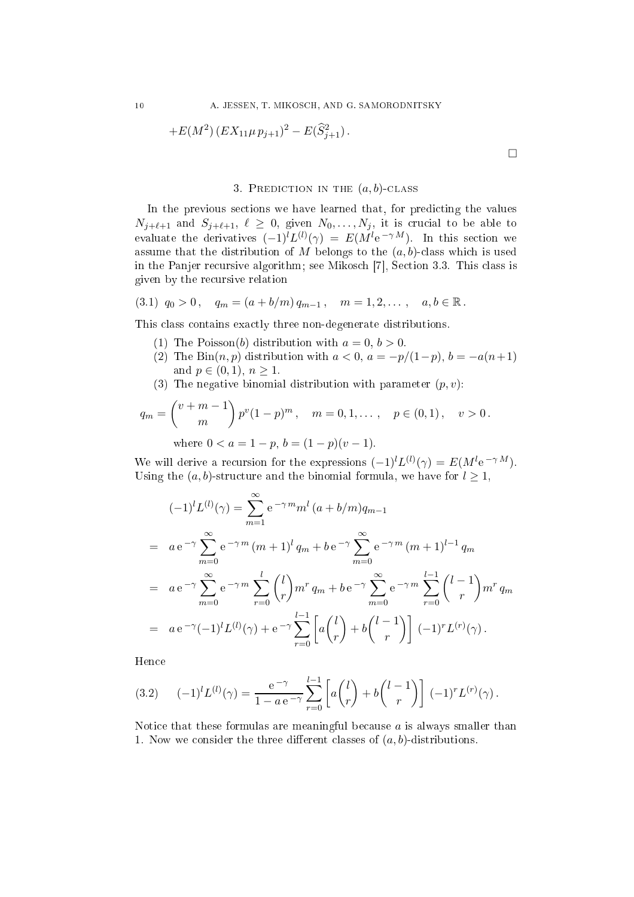$$+E(M^2)\,(EX_{11}\mu\, p_{j+1})^2 - E(\widehat{S}_{j+1}^2)\,.$$

□

## 3. Prediction in the $(a,b)$-class

In the previous sections we have learned that, for predicting the values $N_{j+\ell+1}$ and $S_{j+\ell+1}$, $\ell \geq 0$, given $N_0,\dots,N_j$, it is crucial to be able to evaluate the derivatives $(-1)^l L^{(l)}(\gamma) = E(M^l \mathrm{e}^{-\gamma M})$. In this section we assume that the distribution of $M$ belongs to the $(a,b)$-class which is used in the Panjer recursive algorithm; see Mikosch [7], Section 3.3. This class is given by the recursive relation

$$q_0 > 0\,, \quad q_m = (a + b/m)\, q_{m-1}\,, \quad m = 1,2,\dots\,, \quad a,b \in \mathbb{R}\,. \tag{3.1}$$

This class contains exactly three non-degenerate distributions.

1. The Poisson($b$) distribution with $a = 0$, $b > 0$.
2. The Bin($n,p$) distribution with $a < 0$, $a = -p/(1-p)$, $b = -a(n+1)$ and $p \in (0,1)$, $n \geq 1$.
3. The negative binomial distribution with parameter $(p,v)$:

$$q_m = \binom{v+m-1}{m} p^v (1-p)^m\,, \quad m = 0,1,\dots\,, \quad p \in (0,1)\,, \quad v > 0\,.$$

where $0 < a = 1-p$, $b = (1-p)(v-1)$.

We will derive a recursion for the expressions $(-1)^l L^{(l)}(\gamma) = E(M^l \mathrm{e}^{-\gamma M})$. Using the $(a,b)$-structure and the binomial formula, we have for $l \geq 1$,

$$\begin{aligned}
&(-1)^l L^{(l)}(\gamma) = \sum_{m=1}^{\infty} \mathrm{e}^{-\gamma m} m^l\, (a + b/m) q_{m-1} \\
=&\quad a\,\mathrm{e}^{-\gamma} \sum_{m=0}^{\infty} \mathrm{e}^{-\gamma m}\,(m+1)^l\, q_m + b\,\mathrm{e}^{-\gamma} \sum_{m=0}^{\infty} \mathrm{e}^{-\gamma m}\,(m+1)^{l-1}\, q_m \\
=&\quad a\,\mathrm{e}^{-\gamma} \sum_{m=0}^{\infty} \mathrm{e}^{-\gamma m} \sum_{r=0}^{l} \binom{l}{r} m^r\, q_m + b\,\mathrm{e}^{-\gamma} \sum_{m=0}^{\infty} \mathrm{e}^{-\gamma m} \sum_{r=0}^{l-1} \binom{l-1}{r} m^r\, q_m \\
=&\quad a\,\mathrm{e}^{-\gamma} (-1)^l L^{(l)}(\gamma) + \mathrm{e}^{-\gamma} \sum_{r=0}^{l-1} \left[ a\binom{l}{r} + b\binom{l-1}{r} \right] (-1)^r L^{(r)}(\gamma)\,.
\end{aligned}$$

Hence

$$(-1)^l L^{(l)}(\gamma) = \frac{\mathrm{e}^{-\gamma}}{1 - a\,\mathrm{e}^{-\gamma}} \sum_{r=0}^{l-1} \left[ a\binom{l}{r} + b\binom{l-1}{r} \right] (-1)^r L^{(r)}(\gamma)\,. \tag{3.2}$$

Notice that these formulas are meaningful because $a$ is always smaller than 1. Now we consider the three different classes of $(a,b)$-distributions.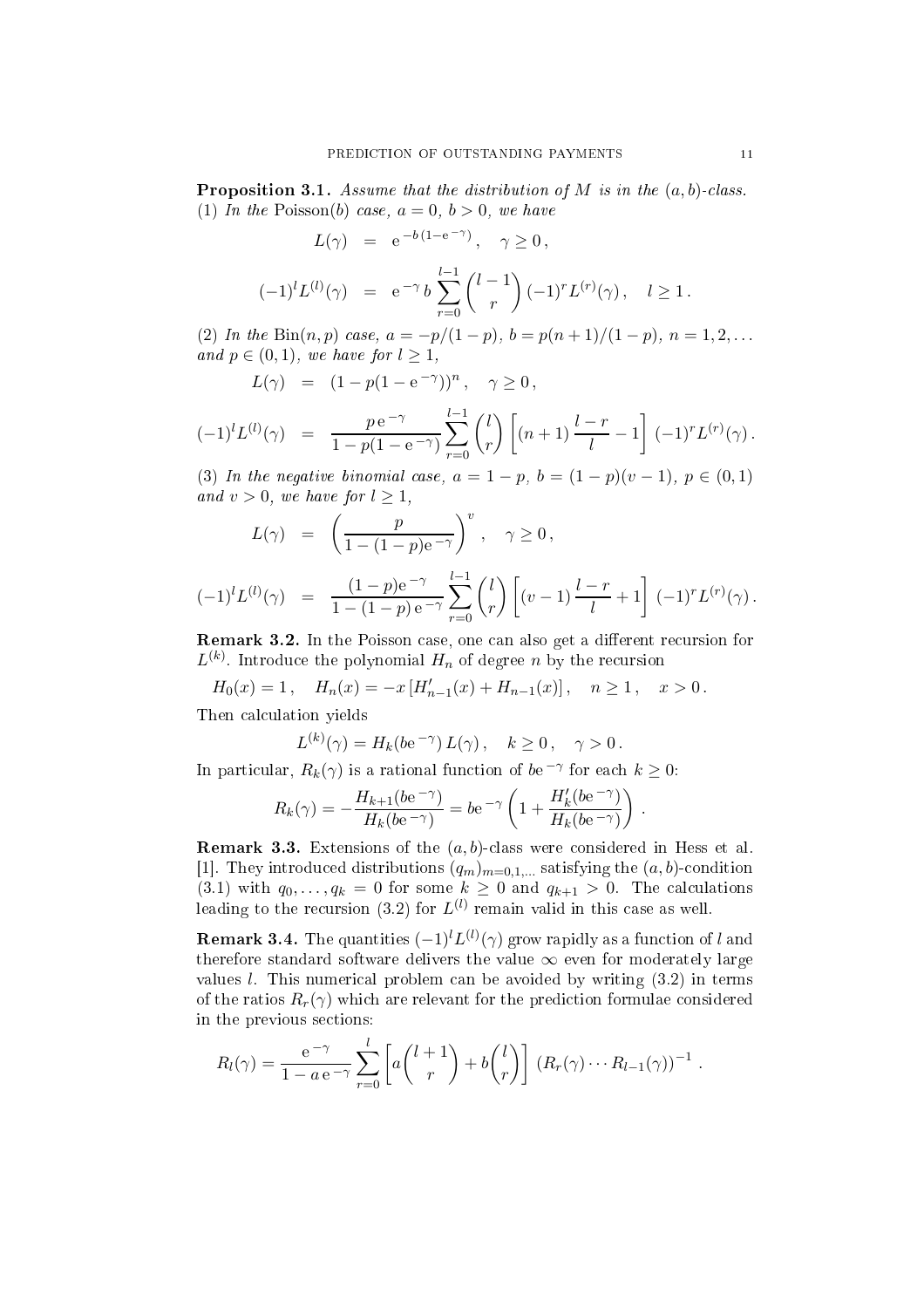**Proposition 3.1.** *Assume that the distribution of $M$ is in the $(a,b)$-class.*
(1) *In the* Poisson$(b)$ *case, $a=0$, $b>0$, we have*

$$
\begin{aligned}
L(\gamma) &= \mathrm{e}^{-b\,(1-\mathrm{e}^{-\gamma})}\,, \quad \gamma \geq 0\,,\\
(-1)^l L^{(l)}(\gamma) &= \mathrm{e}^{-\gamma}\, b \sum_{r=0}^{l-1} \binom{l-1}{r} (-1)^r L^{(r)}(\gamma)\,, \quad l \geq 1\,.
\end{aligned}
$$

(2) *In the* $\mathrm{Bin}(n,p)$ *case, $a=-p/(1-p)$, $b=p(n+1)/(1-p)$, $n=1,2,\ldots$ and $p\in(0,1)$, we have for $l\geq 1$,*

$$
\begin{aligned}
L(\gamma) &= (1-p(1-\mathrm{e}^{-\gamma}))^n\,, \quad \gamma \geq 0\,,\\
(-1)^l L^{(l)}(\gamma) &= \frac{p\,\mathrm{e}^{-\gamma}}{1-p(1-\mathrm{e}^{-\gamma})} \sum_{r=0}^{l-1} \binom{l}{r} \left[(n+1)\,\frac{l-r}{l} - 1\right] (-1)^r L^{(r)}(\gamma)\,.
\end{aligned}
$$

(3) *In the negative binomial case, $a=1-p$, $b=(1-p)(v-1)$, $p\in(0,1)$ and $v>0$, we have for $l\geq 1$,*

$$
\begin{aligned}
L(\gamma) &= \left(\frac{p}{1-(1-p)\mathrm{e}^{-\gamma}}\right)^v\,, \quad \gamma \geq 0\,,\\
(-1)^l L^{(l)}(\gamma) &= \frac{(1-p)\mathrm{e}^{-\gamma}}{1-(1-p)\,\mathrm{e}^{-\gamma}} \sum_{r=0}^{l-1} \binom{l}{r} \left[(v-1)\,\frac{l-r}{l} + 1\right] (-1)^r L^{(r)}(\gamma)\,.
\end{aligned}
$$

**Remark 3.2.** In the Poisson case, one can also get a different recursion for $L^{(k)}$. Introduce the polynomial $H_n$ of degree $n$ by the recursion

$$
H_0(x) = 1\,, \quad H_n(x) = -x\,[H_{n-1}'(x) + H_{n-1}(x)]\,, \quad n \geq 1\,, \quad x > 0\,.
$$

Then calculation yields

$$
L^{(k)}(\gamma) = H_k(b\mathrm{e}^{-\gamma})\, L(\gamma)\,, \quad k \geq 0\,, \quad \gamma > 0\,.
$$

In particular, $R_k(\gamma)$ is a rational function of $b\mathrm{e}^{-\gamma}$ for each $k\geq 0$:

$$
R_k(\gamma) = -\frac{H_{k+1}(b\mathrm{e}^{-\gamma})}{H_k(b\mathrm{e}^{-\gamma})} = b\mathrm{e}^{-\gamma}\left(1 + \frac{H_k'(b\mathrm{e}^{-\gamma})}{H_k(b\mathrm{e}^{-\gamma})}\right)\,.
$$

**Remark 3.3.** Extensions of the $(a,b)$-class were considered in Hess et al. [1]. They introduced distributions $(q_m)_{m=0,1,\ldots}$ satisfying the $(a,b)$-condition (3.1) with $q_0,\ldots,q_k=0$ for some $k\geq 0$ and $q_{k+1}>0$. The calculations leading to the recursion (3.2) for $L^{(l)}$ remain valid in this case as well.

**Remark 3.4.** The quantities $(-1)^l L^{(l)}(\gamma)$ grow rapidly as a function of $l$ and therefore standard software delivers the value $\infty$ even for moderately large values $l$. This numerical problem can be avoided by writing (3.2) in terms of the ratios $R_r(\gamma)$ which are relevant for the prediction formulae considered in the previous sections:

$$
R_l(\gamma) = \frac{\mathrm{e}^{-\gamma}}{1-a\,\mathrm{e}^{-\gamma}} \sum_{r=0}^{l} \left[a\binom{l+1}{r} + b\binom{l}{r}\right] \left(R_r(\gamma)\cdots R_{l-1}(\gamma)\right)^{-1}\,.
$$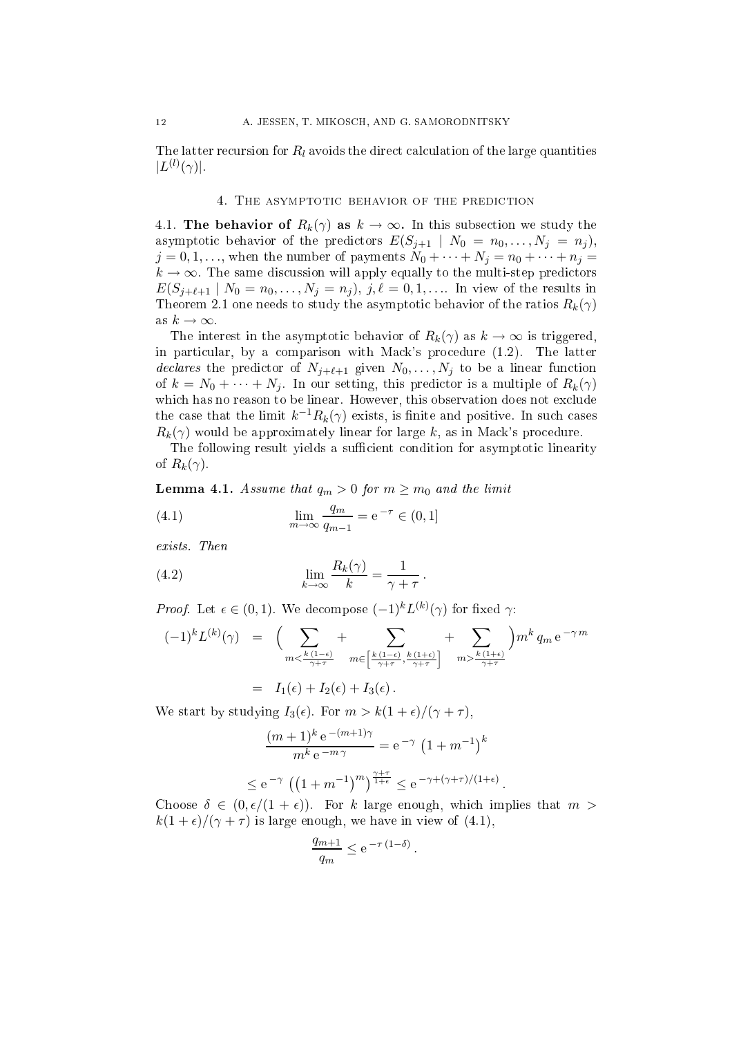The latter recursion for $R_l$ avoids the direct calculation of the large quantities $|L^{(l)}(\gamma)|$.

## 4. The asymptotic behavior of the prediction

**4.1. The behavior of $R_k(\gamma)$ as $k \to \infty$.** In this subsection we study the asymptotic behavior of the predictors $E(S_{j+1} \mid N_0 = n_0, \ldots, N_j = n_j)$, $j = 0, 1, \ldots$, when the number of payments $N_0 + \cdots + N_j = n_0 + \cdots + n_j = k \to \infty$. The same discussion will apply equally to the multi-step predictors $E(S_{j+\ell+1} \mid N_0 = n_0, \ldots, N_j = n_j)$, $j, \ell = 0, 1, \ldots$. In view of the results in Theorem 2.1 one needs to study the asymptotic behavior of the ratios $R_k(\gamma)$ as $k \to \infty$.

The interest in the asymptotic behavior of $R_k(\gamma)$ as $k \to \infty$ is triggered, in particular, by a comparison with Mack's procedure (1.2). The latter *declares* the predictor of $N_{j+\ell+1}$ given $N_0, \ldots, N_j$ to be a linear function of $k = N_0 + \cdots + N_j$. In our setting, this predictor is a multiple of $R_k(\gamma)$ which has no reason to be linear. However, this observation does not exclude the case that the limit $k^{-1} R_k(\gamma)$ exists, is finite and positive. In such cases $R_k(\gamma)$ would be approximately linear for large $k$, as in Mack's procedure.

The following result yields a sufficient condition for asymptotic linearity of $R_k(\gamma)$.

**Lemma 4.1.** *Assume that $q_m > 0$ for $m \geq m_0$ and the limit*

$$\lim_{m \to \infty} \frac{q_m}{q_{m-1}} = \mathrm{e}^{-\tau} \in (0, 1] \tag{4.1}$$

*exists. Then*

$$\lim_{k \to \infty} \frac{R_k(\gamma)}{k} = \frac{1}{\gamma + \tau}\,. \tag{4.2}$$

*Proof.* Let $\epsilon \in (0, 1)$. We decompose $(-1)^k L^{(k)}(\gamma)$ for fixed $\gamma$:

$$\begin{aligned}
(-1)^k L^{(k)}(\gamma) &= \Big( \sum_{m < \frac{k\,(1-\epsilon)}{\gamma+\tau}} + \sum_{m \in \left[\frac{k\,(1-\epsilon)}{\gamma+\tau}, \frac{k\,(1+\epsilon)}{\gamma+\tau}\right]} + \sum_{m > \frac{k\,(1+\epsilon)}{\gamma+\tau}} \Big) m^k \, q_m \, \mathrm{e}^{-\gamma\, m} \\
&= I_1(\epsilon) + I_2(\epsilon) + I_3(\epsilon)\,.
\end{aligned}$$

We start by studying $I_3(\epsilon)$. For $m > k(1+\epsilon)/(\gamma+\tau)$,

$$\frac{(m+1)^k \, \mathrm{e}^{-(m+1)\gamma}}{m^k \, \mathrm{e}^{-m\,\gamma}} = \mathrm{e}^{-\gamma} \left(1 + m^{-1}\right)^k$$

$$\leq \mathrm{e}^{-\gamma} \left( \left(1 + m^{-1}\right)^m \right)^{\frac{\gamma+\tau}{1+\epsilon}} \leq \mathrm{e}^{-\gamma + (\gamma+\tau)/(1+\epsilon)}\,.$$

Choose $\delta \in (0, \epsilon/(1+\epsilon))$. For $k$ large enough, which implies that $m > k(1+\epsilon)/(\gamma+\tau)$ is large enough, we have in view of (4.1),

$$\frac{q_{m+1}}{q_m} \leq \mathrm{e}^{-\tau\,(1-\delta)}\,.$$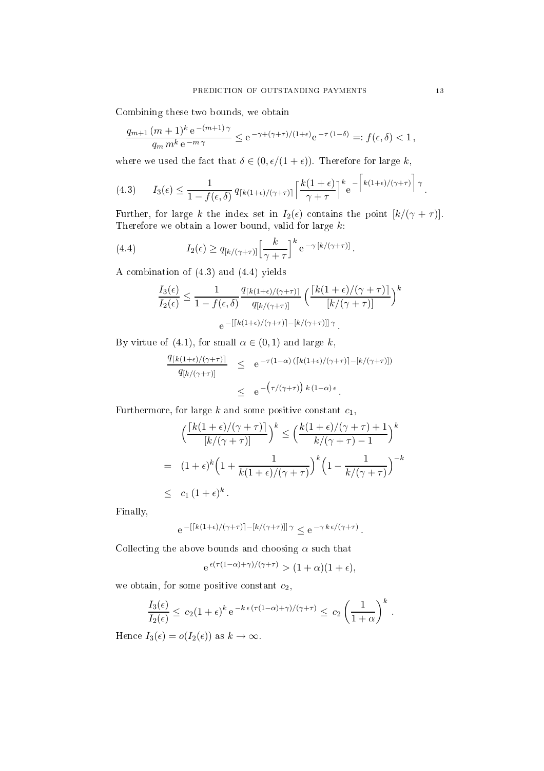Combining these two bounds, we obtain

$$\frac{q_{m+1}\,(m+1)^k\,\mathrm{e}^{-(m+1)\,\gamma}}{q_m\,m^k\,\mathrm{e}^{-m\,\gamma}} \le \mathrm{e}^{-\gamma+(\gamma+\tau)/(1+\epsilon)}\mathrm{e}^{-\tau\,(1-\delta)} =: f(\epsilon,\delta) < 1\,,$$

where we used the fact that $\delta \in (0, \epsilon/(1+\epsilon))$. Therefore for large $k$,

$$I_3(\epsilon) \le \frac{1}{1-f(\epsilon,\delta)}\, q_{\lceil k(1+\epsilon)/(\gamma+\tau)\rceil} \Big\lceil \frac{k(1+\epsilon)}{\gamma+\tau}\Big\rceil^k \mathrm{e}^{-\Big\lceil k(1+\epsilon)/(\gamma+\tau)\Big\rceil\,\gamma}\,. \tag{4.3}$$

Further, for large $k$ the index set in $I_2(\epsilon)$ contains the point $[k/(\gamma+\tau)]$. Therefore we obtain a lower bound, valid for large $k$:

$$I_2(\epsilon) \ge q_{[k/(\gamma+\tau)]}\Big[\frac{k}{\gamma+\tau}\Big]^k\,\mathrm{e}^{-\gamma\,[k/(\gamma+\tau)]}\,. \tag{4.4}$$

A combination of (4.3) aud (4.4) yields

$$\frac{I_3(\epsilon)}{I_2(\epsilon)} \le \frac{1}{1-f(\epsilon,\delta)}\frac{q_{\lceil k(1+\epsilon)/(\gamma+\tau)\rceil}}{q_{[k/(\gamma+\tau)]}}\Big(\frac{\lceil k(1+\epsilon)/(\gamma+\tau)\rceil}{[k/(\gamma+\tau)]}\Big)^k$$
$$\mathrm{e}^{-[\lceil k(1+\epsilon)/(\gamma+\tau)\rceil-[k/(\gamma+\tau)]]\,\gamma}\,.$$

By virtue of (4.1), for small $\alpha\in(0,1)$ and large $k$,

$$\begin{aligned}\frac{q_{\lceil k(1+\epsilon)/(\gamma+\tau)\rceil}}{q_{[k/(\gamma+\tau)]}} &\le \mathrm{e}^{-\tau(1-\alpha)\,(\lceil k(1+\epsilon)/(\gamma+\tau)\rceil-[k/(\gamma+\tau)])}\\ &\le \mathrm{e}^{-\big(\tau/(\gamma+\tau)\big)\,k\,(1-\alpha)\,\epsilon}\,.\end{aligned}$$

Furthermore, for large $k$ and some positive constant $c_1$,

$$\begin{aligned}&\Big(\frac{\lceil k(1+\epsilon)/(\gamma+\tau)\rceil}{[k/(\gamma+\tau)]}\Big)^k \le \Big(\frac{k(1+\epsilon)/(\gamma+\tau)+1}{k/(\gamma+\tau)-1}\Big)^k\\ =\;& (1+\epsilon)^k\Big(1+\frac{1}{k(1+\epsilon)/(\gamma+\tau)}\Big)^k\Big(1-\frac{1}{k/(\gamma+\tau)}\Big)^{-k}\\ \le\;& c_1\,(1+\epsilon)^k\,.\end{aligned}$$

Finally,

$$\mathrm{e}^{-[\lceil k(1+\epsilon)/(\gamma+\tau)\rceil-[k/(\gamma+\tau)]]\,\gamma} \le \mathrm{e}^{-\gamma\,k\,\epsilon/(\gamma+\tau)}\,.$$

Collecting the above bounds and choosing $\alpha$ such that

$$\mathrm{e}^{\,\epsilon(\tau(1-\alpha)+\gamma)/(\gamma+\tau)} > (1+\alpha)(1+\epsilon),$$

we obtain, for some positive constant $c_2$,

$$\frac{I_3(\epsilon)}{I_2(\epsilon)} \le c_2(1+\epsilon)^k\,\mathrm{e}^{-k\,\epsilon\,(\tau(1-\alpha)+\gamma)/(\gamma+\tau)} \le c_2\left(\frac{1}{1+\alpha}\right)^k\,.$$

Hence $I_3(\epsilon) = o(I_2(\epsilon))$ as $k\to\infty$.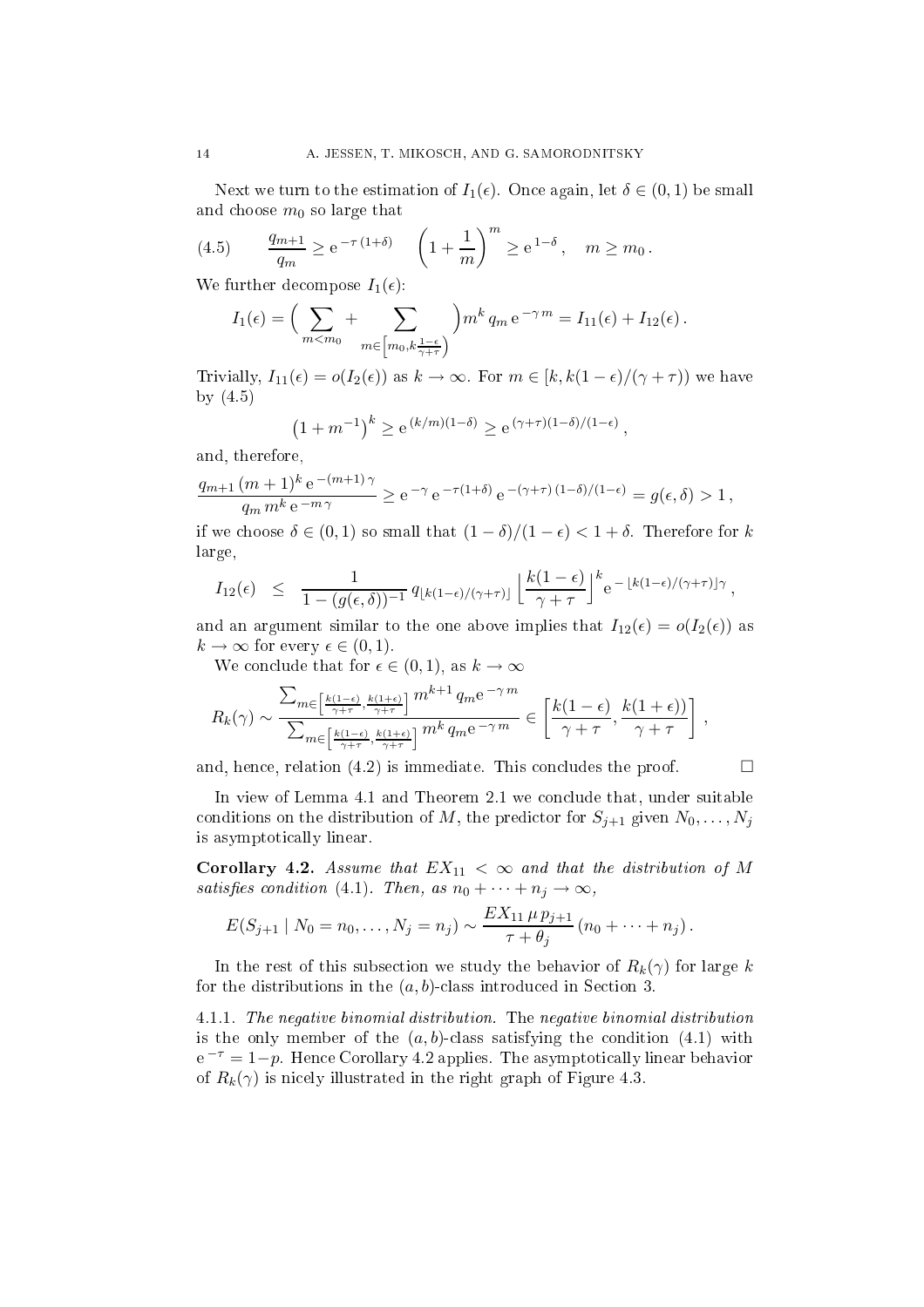Next we turn to the estimation of $I_1(\epsilon)$. Once again, let $\delta \in (0,1)$ be small and choose $m_0$ so large that

$$
\frac{q_{m+1}}{q_m} \geq \mathrm{e}^{-\tau(1+\delta)} \quad \left(1+\frac{1}{m}\right)^m \geq \mathrm{e}^{1-\delta}, \quad m \geq m_0 . \tag{4.5}
$$

We further decompose $I_1(\epsilon)$:

$$
I_1(\epsilon) = \Big( \sum_{m<m_0} + \sum_{m \in \left[m_0, k\frac{1-\epsilon}{\gamma+\tau}\right)} \Big) m^k \, q_m \, \mathrm{e}^{-\gamma m} = I_{11}(\epsilon) + I_{12}(\epsilon) .
$$

Trivially, $I_{11}(\epsilon) = o(I_2(\epsilon))$ as $k \to \infty$. For $m \in [k, k(1-\epsilon)/(\gamma+\tau))$ we have by (4.5)

$$
\left(1+m^{-1}\right)^k \geq \mathrm{e}^{(k/m)(1-\delta)} \geq \mathrm{e}^{(\gamma+\tau)(1-\delta)/(1-\epsilon)} ,
$$

and, therefore,

$$
\frac{q_{m+1}\,(m+1)^k \, \mathrm{e}^{-(m+1)\gamma}}{q_m \, m^k \, \mathrm{e}^{-m\gamma}} \geq \mathrm{e}^{-\gamma} \, \mathrm{e}^{-\tau(1+\delta)} \, \mathrm{e}^{-(\gamma+\tau)\,(1-\delta)/(1-\epsilon)} = g(\epsilon,\delta) > 1 ,
$$

if we choose $\delta \in (0,1)$ so small that $(1-\delta)/(1-\epsilon) < 1+\delta$. Therefore for $k$ large,

$$
I_{12}(\epsilon) \quad \leq \quad \frac{1}{1-(g(\epsilon,\delta))^{-1}} \, q_{\lfloor k(1-\epsilon)/(\gamma+\tau) \rfloor} \left\lfloor \frac{k(1-\epsilon)}{\gamma+\tau} \right\rfloor^k \mathrm{e}^{-\lfloor k(1-\epsilon)/(\gamma+\tau) \rfloor \gamma} ,
$$

and an argument similar to the one above implies that $I_{12}(\epsilon) = o(I_2(\epsilon))$ as $k \to \infty$ for every $\epsilon \in (0,1)$.

We conclude that for $\epsilon \in (0,1)$, as $k \to \infty$

$$
R_k(\gamma) \sim \frac{\sum_{m \in \left[\frac{k(1-\epsilon)}{\gamma+\tau}, \frac{k(1+\epsilon)}{\gamma+\tau}\right]} m^{k+1} \, q_m \mathrm{e}^{-\gamma m}}{\sum_{m \in \left[\frac{k(1-\epsilon)}{\gamma+\tau}, \frac{k(1+\epsilon)}{\gamma+\tau}\right]} m^k \, q_m \mathrm{e}^{-\gamma m}} \in \left[ \frac{k(1-\epsilon)}{\gamma+\tau}, \frac{k(1+\epsilon))}{\gamma+\tau} \right] ,
$$

and, hence, relation (4.2) is immediate. This concludes the proof. $\square$

In view of Lemma 4.1 and Theorem 2.1 we conclude that, under suitable conditions on the distribution of $M$, the predictor for $S_{j+1}$ given $N_0, \ldots, N_j$ is asymptotically linear.

**Corollary 4.2.** *Assume that $EX_{11} < \infty$ and that the distribution of $M$ satisfies condition (4.1). Then, as $n_0 + \cdots + n_j \to \infty$,*

$$
E(S_{j+1} \mid N_0 = n_0, \ldots, N_j = n_j) \sim \frac{EX_{11} \, \mu \, p_{j+1}}{\tau + \theta_j} \, (n_0 + \cdots + n_j) .
$$

In the rest of this subsection we study the behavior of $R_k(\gamma)$ for large $k$ for the distributions in the $(a,b)$-class introduced in Section 3.

4.1.1. *The negative binomial distribution.* The *negative binomial distribution* is the only member of the $(a,b)$-class satisfying the condition (4.1) with $\mathrm{e}^{-\tau} = 1-p$. Hence Corollary 4.2 applies. The asymptotically linear behavior of $R_k(\gamma)$ is nicely illustrated in the right graph of Figure 4.3.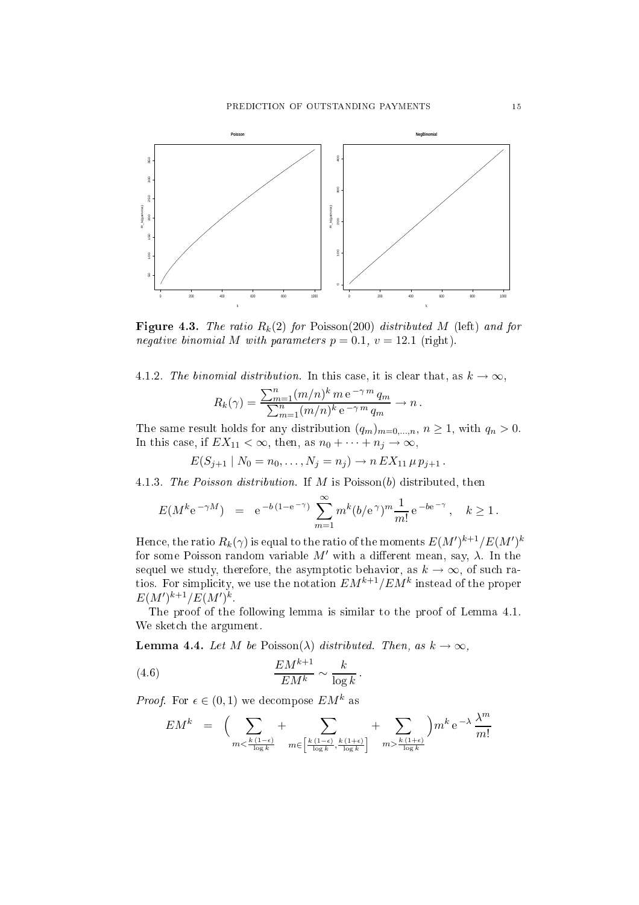**Figure 4.3.** *The ratio $R_k(2)$ for* Poisson(200) *distributed $M$* (left) *and for negative binomial $M$ with parameters $p = 0.1$, $v = 12.1$* (right).

4.1.2. *The binomial distribution.* In this case, it is clear that, as $k \to \infty$,

$$R_k(\gamma) = \frac{\sum_{m=1}^n (m/n)^k \, m \, \mathrm{e}^{-\gamma\, m} \, q_m}{\sum_{m=1}^n (m/n)^k \, \mathrm{e}^{-\gamma\, m} \, q_m} \to n \, .$$

The same result holds for any distribution $(q_m)_{m=0,\dots,n}$, $n \geq 1$, with $q_n > 0$. In this case, if $EX_{11} < \infty$, then, as $n_0 + \cdots + n_j \to \infty$,

$$E(S_{j+1} \mid N_0 = n_0, \dots, N_j = n_j) \to n \, EX_{11} \, \mu \, p_{j+1} \, .$$

4.1.3. *The Poisson distribution.* If $M$ is Poisson($b$) distributed, then

$$E(M^k \mathrm{e}^{-\gamma M}) \;\; = \;\; \mathrm{e}^{-b\,(1-\mathrm{e}^{-\gamma})} \sum_{m=1}^{\infty} m^k (b/\mathrm{e}^{\gamma})^m \frac{1}{m!} \, \mathrm{e}^{-b\mathrm{e}^{-\gamma}} \, , \quad k \geq 1 \, .$$

Hence, the ratio $R_k(\gamma)$ is equal to the ratio of the moments $E(M')^{k+1}/E(M')^k$ for some Poisson random variable $M'$ with a different mean, say, $\lambda$. In the sequel we study, therefore, the asymptotic behavior, as $k \to \infty$, of such ratios. For simplicity, we use the notation $EM^{k+1}/EM^k$ instead of the proper $E(M')^{k+1}/E(M')^k$.

The proof of the following lemma is similar to the proof of Lemma 4.1. We sketch the argument.

**Lemma 4.4.** *Let $M$ be* Poisson($\lambda$) *distributed. Then, as $k \to \infty$,*

$$\frac{EM^{k+1}}{EM^k} \sim \frac{k}{\log k} \, . \tag{4.6}$$

*Proof.* For $\epsilon \in (0,1)$ we decompose $EM^k$ as

$$EM^k \;\; = \;\; \Big( \sum_{m < \frac{k\,(1-\epsilon)}{\log k}} + \sum_{m \in \left[\frac{k\,(1-\epsilon)}{\log k}, \frac{k\,(1+\epsilon)}{\log k}\right]} + \sum_{m > \frac{k\,(1+\epsilon)}{\log k}} \Big) m^k \, \mathrm{e}^{-\lambda} \, \frac{\lambda^m}{m!}$$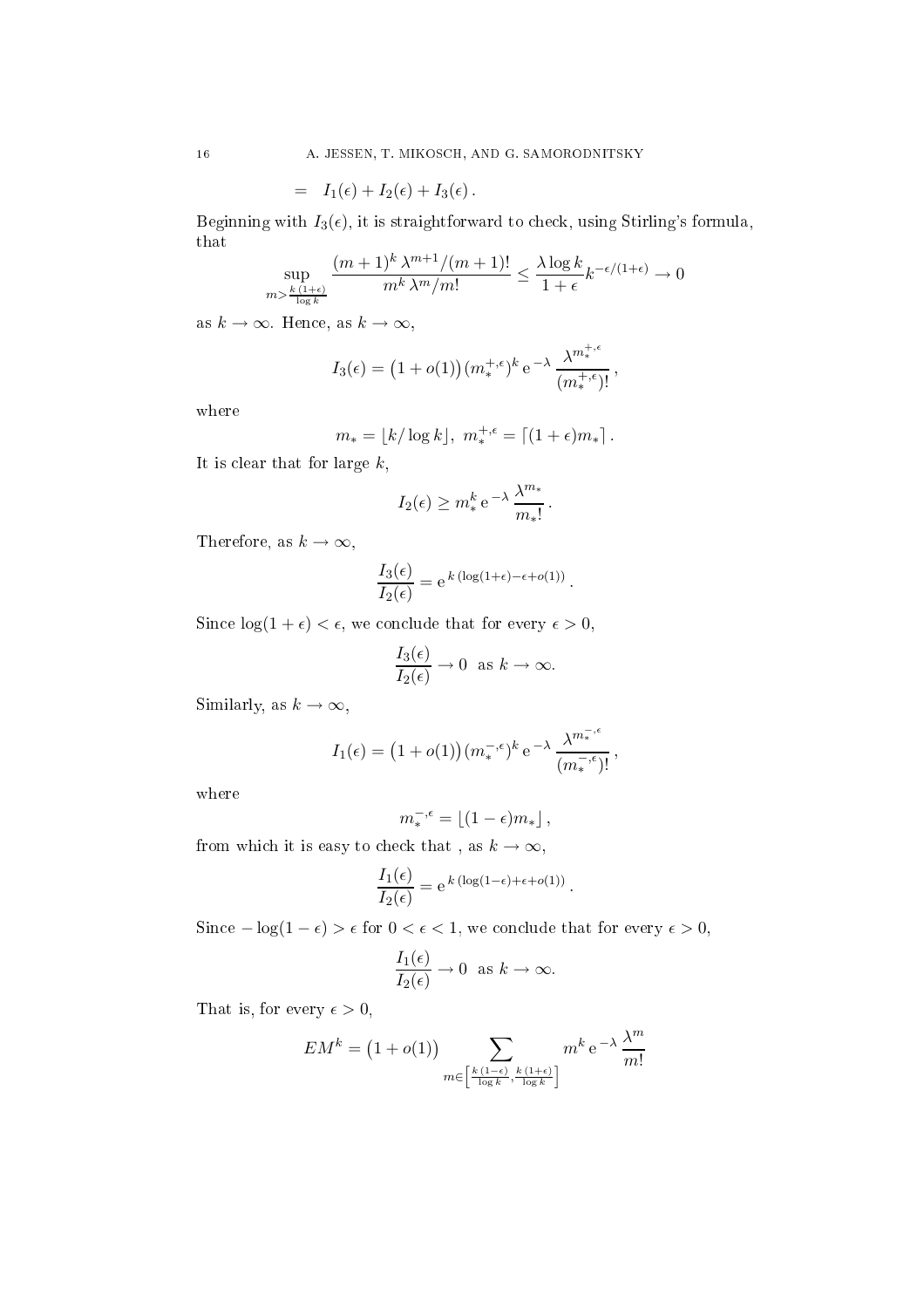$$= \quad I_1(\epsilon) + I_2(\epsilon) + I_3(\epsilon)\,.$$

Beginning with $I_3(\epsilon)$, it is straightforward to check, using Stirling's formula, that

$$\sup_{m > \frac{k\,(1+\epsilon)}{\log k}} \frac{(m+1)^k\,\lambda^{m+1}/(m+1)!}{m^k\,\lambda^m/m!} \le \frac{\lambda \log k}{1+\epsilon} k^{-\epsilon/(1+\epsilon)} \to 0$$

as $k \to \infty$. Hence, as $k \to \infty$,

$$I_3(\epsilon) = \big(1 + o(1)\big)\,(m_*^{+,\epsilon})^k\,\mathrm{e}^{-\lambda}\,\frac{\lambda^{m_*^{+,\epsilon}}}{(m_*^{+,\epsilon})!}\,,$$

where

$$m_* = \lfloor k/\log k \rfloor,\ \ m_*^{+,\epsilon} = \lceil (1+\epsilon) m_* \rceil\,.$$

It is clear that for large $k$,

$$I_2(\epsilon) \ge m_*^k\,\mathrm{e}^{-\lambda}\,\frac{\lambda^{m_*}}{m_*!}\,.$$

Therefore, as $k \to \infty$,

$$\frac{I_3(\epsilon)}{I_2(\epsilon)} = \mathrm{e}^{\,k\,(\log(1+\epsilon) - \epsilon + o(1))}\,.$$

Since $\log(1+\epsilon) < \epsilon$, we conclude that for every $\epsilon > 0$,

$$\frac{I_3(\epsilon)}{I_2(\epsilon)} \to 0 \ \text{ as } k \to \infty.$$

Similarly, as $k \to \infty$,

$$I_1(\epsilon) = \big(1 + o(1)\big)\,(m_*^{-,\epsilon})^k\,\mathrm{e}^{-\lambda}\,\frac{\lambda^{m_*^{-,\epsilon}}}{(m_*^{-,\epsilon})!}\,,$$

where

$$m_*^{-,\epsilon} = \lfloor (1-\epsilon) m_* \rfloor\,,$$

from which it is easy to check that , as $k \to \infty$,

$$\frac{I_1(\epsilon)}{I_2(\epsilon)} = \mathrm{e}^{\,k\,(\log(1-\epsilon) + \epsilon + o(1))}\,.$$

Since $-\log(1-\epsilon) > \epsilon$ for $0 < \epsilon < 1$, we conclude that for every $\epsilon > 0$,

$$\frac{I_1(\epsilon)}{I_2(\epsilon)} \to 0 \ \text{ as } k \to \infty.$$

That is, for every $\epsilon > 0$,

$$EM^k = \big(1 + o(1)\big) \sum_{m \in \left[\frac{k\,(1-\epsilon)}{\log k}, \frac{k\,(1+\epsilon)}{\log k}\right]} m^k\,\mathrm{e}^{-\lambda}\,\frac{\lambda^m}{m!}$$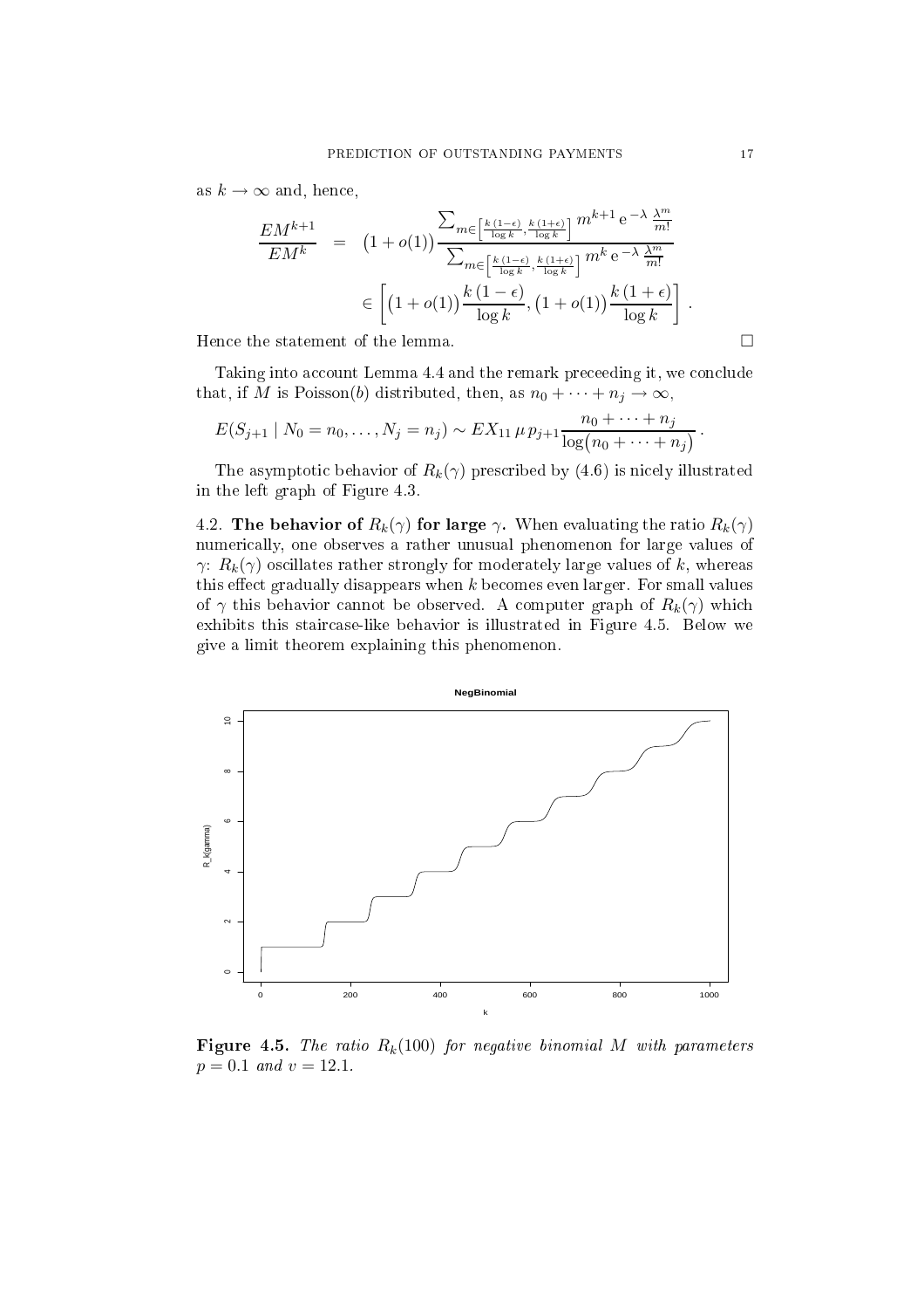as $k \to \infty$ and, hence,

$$\frac{EM^{k+1}}{EM^k} = (1+o(1)) \frac{\sum_{m \in \left[\frac{k(1-\epsilon)}{\log k}, \frac{k(1+\epsilon)}{\log k}\right]} m^{k+1} \mathrm{e}^{-\lambda} \frac{\lambda^m}{m!}}{\sum_{m \in \left[\frac{k(1-\epsilon)}{\log k}, \frac{k(1+\epsilon)}{\log k}\right]} m^k \mathrm{e}^{-\lambda} \frac{\lambda^m}{m!}}$$

$$\in \left[ (1+o(1)) \frac{k(1-\epsilon)}{\log k}, (1+o(1)) \frac{k(1+\epsilon)}{\log k} \right].$$

Hence the statement of the lemma. □

Taking into account Lemma 4.4 and the remark preceeding it, we conclude that, if $M$ is Poisson($b$) distributed, then, as $n_0 + \cdots + n_j \to \infty$,

$$E(S_{j+1} \mid N_0 = n_0, \ldots, N_j = n_j) \sim EX_{11} \, \mu \, p_{j+1} \frac{n_0 + \cdots + n_j}{\log(n_0 + \cdots + n_j)}.$$

The asymptotic behavior of $R_k(\gamma)$ prescribed by (4.6) is nicely illustrated in the left graph of Figure 4.3.

4.2. **The behavior of $R_k(\gamma)$ for large $\gamma$.** When evaluating the ratio $R_k(\gamma)$ numerically, one observes a rather unusual phenomenon for large values of $\gamma$: $R_k(\gamma)$ oscillates rather strongly for moderately large values of $k$, whereas this effect gradually disappears when $k$ becomes even larger. For small values of $\gamma$ this behavior cannot be observed. A computer graph of $R_k(\gamma)$ which exhibits this staircase-like behavior is illustrated in Figure 4.5. Below we give a limit theorem explaining this phenomenon.

**Figure 4.5.** *The ratio $R_k(100)$ for negative binomial $M$ with parameters $p = 0.1$ and $v = 12.1$.*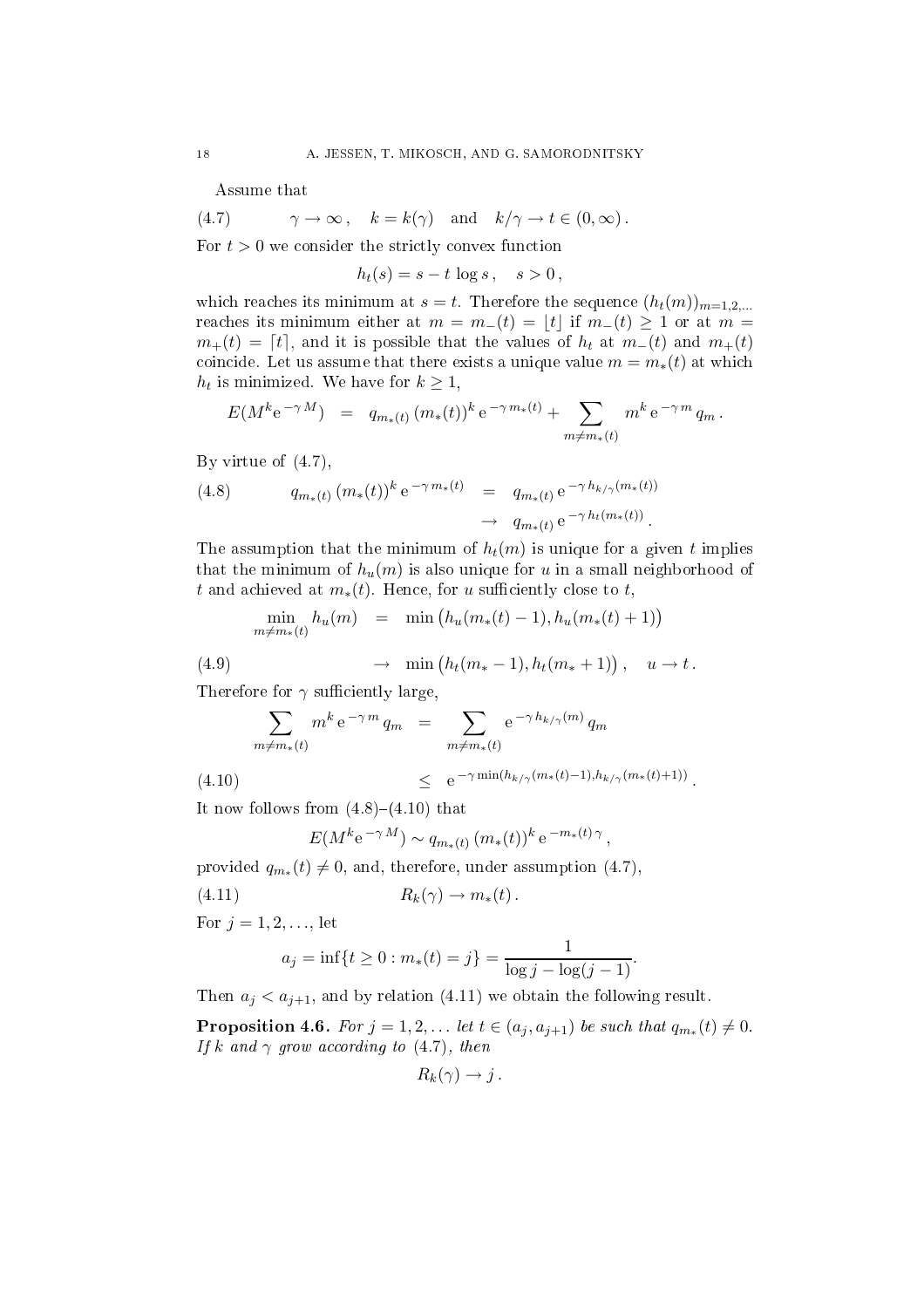Assume that

$$\gamma \to \infty\,, \quad k = k(\gamma) \quad \text{and} \quad k/\gamma \to t \in (0,\infty)\,. \tag{4.7}$$

For $t > 0$ we consider the strictly convex function

$$h_t(s) = s - t\,\log s\,, \quad s > 0\,,$$

which reaches its minimum at $s = t$. Therefore the sequence $(h_t(m))_{m=1,2,\ldots}$ reaches its minimum either at $m = m_-(t) = \lfloor t \rfloor$ if $m_-(t) \geq 1$ or at $m = m_+(t) = \lceil t \rceil$, and it is possible that the values of $h_t$ at $m_-(t)$ and $m_+(t)$ coincide. Let us assume that there exists a unique value $m = m_*(t)$ at which $h_t$ is minimized. We have for $k \geq 1$,

$$E(M^k \mathrm{e}^{-\gamma M}) \;=\; q_{m_*(t)}\,(m_*(t))^k\,\mathrm{e}^{-\gamma\, m_*(t)} + \sum_{m \neq m_*(t)} m^k\,\mathrm{e}^{-\gamma\, m}\,q_m\,.$$

By virtue of (4.7),

$$\begin{aligned} q_{m_*(t)}\,(m_*(t))^k\,\mathrm{e}^{-\gamma\, m_*(t)} \;&=\; q_{m_*(t)}\,\mathrm{e}^{-\gamma\, h_{k/\gamma}(m_*(t))} \\ &\to\; q_{m_*(t)}\,\mathrm{e}^{-\gamma\, h_t(m_*(t))}\,. \end{aligned} \tag{4.8}$$

The assumption that the minimum of $h_t(m)$ is unique for a given $t$ implies that the minimum of $h_u(m)$ is also unique for $u$ in a small neighborhood of $t$ and achieved at $m_*(t)$. Hence, for $u$ sufficiently close to $t$,

$$\begin{aligned} \min_{m \neq m_*(t)} h_u(m) \;&=\; \min\big(h_u(m_*(t)-1), h_u(m_*(t)+1)\big) \\ &\to\; \min\big(h_t(m_*-1), h_t(m_*+1)\big)\,, \quad u \to t\,. \end{aligned} \tag{4.9}$$

Therefore for $\gamma$ sufficiently large,

$$\begin{aligned} \sum_{m \neq m_*(t)} m^k\,\mathrm{e}^{-\gamma\, m}\,q_m \;&=\; \sum_{m \neq m_*(t)} \mathrm{e}^{-\gamma\, h_{k/\gamma}(m)}\,q_m \\ &\leq\; \mathrm{e}^{-\gamma \min(h_{k/\gamma}(m_*(t)-1), h_{k/\gamma}(m_*(t)+1))}\,. \end{aligned} \tag{4.10}$$

It now follows from (4.8)–(4.10) that

$$E(M^k \mathrm{e}^{-\gamma M}) \sim q_{m_*(t)}\,(m_*(t))^k\,\mathrm{e}^{-m_*(t)\,\gamma}\,,$$

provided $q_{m_*}(t) \neq 0$, and, therefore, under assumption (4.7),

$$R_k(\gamma) \to m_*(t)\,. \tag{4.11}$$

For $j = 1, 2, \ldots$, let

$$a_j = \inf\{t \geq 0 : m_*(t) = j\} = \frac{1}{\log j - \log(j-1)}.$$

Then $a_j < a_{j+1}$, and by relation (4.11) we obtain the following result.

**Proposition 4.6.** *For $j = 1, 2, \ldots$ let $t \in (a_j, a_{j+1})$ be such that $q_{m_*}(t) \neq 0$. If $k$ and $\gamma$ grow according to (4.7), then*

$$R_k(\gamma) \to j\,.$$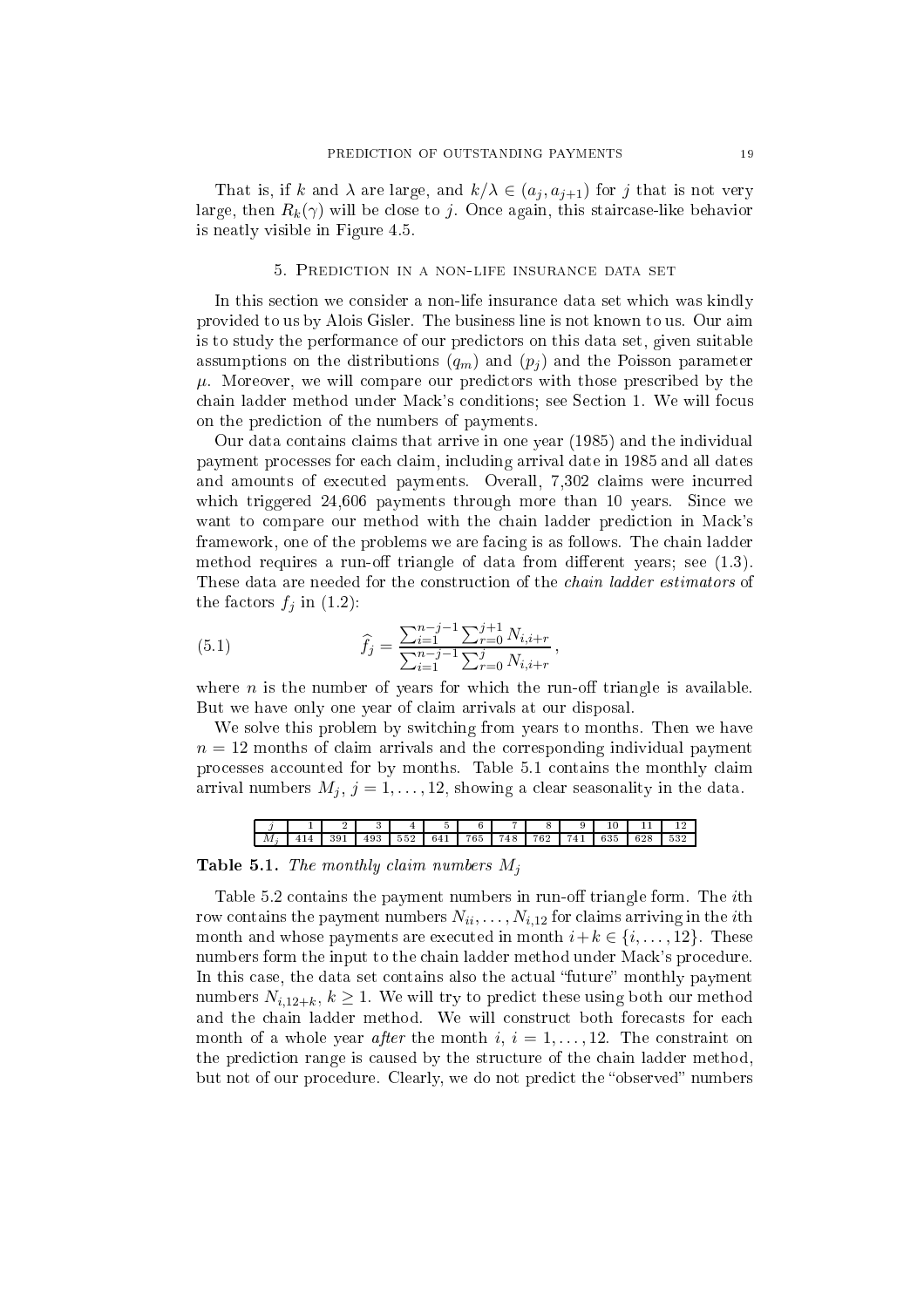That is, if $k$ and $\lambda$ are large, and $k/\lambda \in (a_j, a_{j+1})$ for $j$ that is not very large, then $R_k(\gamma)$ will be close to $j$. Once again, this staircase-like behavior is neatly visible in Figure 4.5.

## 5. Prediction in a non-life insurance data set

In this section we consider a non-life insurance data set which was kindly provided to us by Alois Gisler. The business line is not known to us. Our aim is to study the performance of our predictors on this data set, given suitable assumptions on the distributions $(q_m)$ and $(p_j)$ and the Poisson parameter $\mu$. Moreover, we will compare our predictors with those prescribed by the chain ladder method under Mack's conditions; see Section 1. We will focus on the prediction of the numbers of payments.

Our data contains claims that arrive in one year (1985) and the individual payment processes for each claim, including arrival date in 1985 and all dates and amounts of executed payments. Overall, 7,302 claims were incurred which triggered 24,606 payments through more than 10 years. Since we want to compare our method with the chain ladder prediction in Mack's framework, one of the problems we are facing is as follows. The chain ladder method requires a run-off triangle of data from different years; see (1.3). These data are needed for the construction of the *chain ladder estimators* of the factors $f_j$ in (1.2):

$$\widehat{f}_j = \frac{\sum_{i=1}^{n-j-1} \sum_{r=0}^{j+1} N_{i,i+r}}{\sum_{i=1}^{n-j-1} \sum_{r=0}^{j} N_{i,i+r}}, \tag{5.1}$$

where $n$ is the number of years for which the run-off triangle is available. But we have only one year of claim arrivals at our disposal.

We solve this problem by switching from years to months. Then we have $n = 12$ months of claim arrivals and the corresponding individual payment processes accounted for by months. Table 5.1 contains the monthly claim arrival numbers $M_j$, $j = 1, \ldots, 12$, showing a clear seasonality in the data.

| $j$ | 1 | 2 | 3 | 4 | 5 | 6 | 7 | 8 | 9 | 10 | 11 | 12 |
|---|---|---|---|---|---|---|---|---|---|---|---|---|
| $M_j$ | 414 | 391 | 493 | 552 | 641 | 765 | 748 | 762 | 741 | 635 | 628 | 532 |

**Table 5.1.** *The monthly claim numbers $M_j$*

Table 5.2 contains the payment numbers in run-off triangle form. The $i$th row contains the payment numbers $N_{ii}, \ldots, N_{i,12}$ for claims arriving in the $i$th month and whose payments are executed in month $i+k \in \{i, \ldots, 12\}$. These numbers form the input to the chain ladder method under Mack's procedure. In this case, the data set contains also the actual "future" monthly payment numbers $N_{i,12+k}$, $k \geq 1$. We will try to predict these using both our method and the chain ladder method. We will construct both forecasts for each month of a whole year *after* the month $i$, $i = 1, \ldots, 12$. The constraint on the prediction range is caused by the structure of the chain ladder method, but not of our procedure. Clearly, we do not predict the "observed" numbers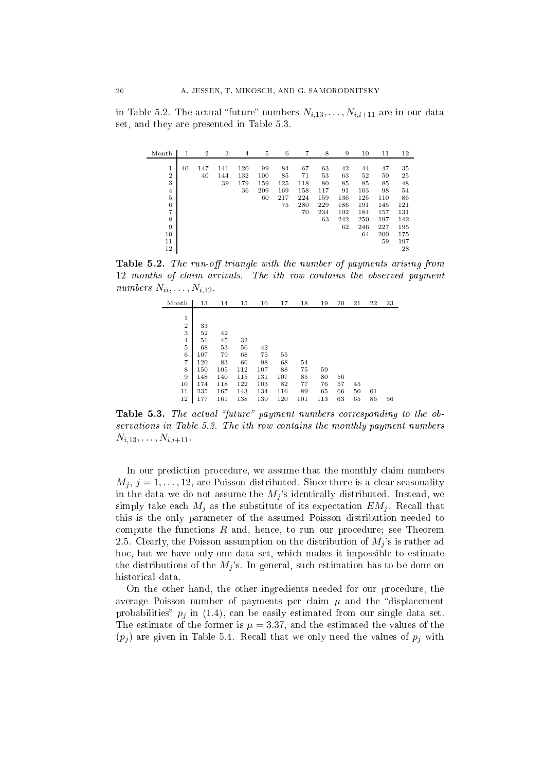in Table 5.2. The actual "future" numbers $N_{i,13},\dots,N_{i,i+11}$ are in our data set, and they are presented in Table 5.3.

| Month | 1 | 2 | 3 | 4 | 5 | 6 | 7 | 8 | 9 | 10 | 11 | 12 |
|---|---|---|---|---|---|---|---|---|---|---|---|---|
| 1 | 40 | 147 | 141 | 120 | 99 | 84 | 67 | 63 | 42 | 44 | 47 | 35 |
| 2 | | 40 | 144 | 132 | 100 | 85 | 71 | 53 | 63 | 52 | 50 | 25 |
| 3 | | | 39 | 179 | 159 | 125 | 118 | 80 | 85 | 85 | 85 | 48 |
| 4 | | | | 36 | 209 | 169 | 158 | 117 | 91 | 103 | 98 | 54 |
| 5 | | | | | 60 | 217 | 224 | 159 | 136 | 125 | 110 | 86 |
| 6 | | | | | | 75 | 280 | 229 | 186 | 191 | 145 | 121 |
| 7 | | | | | | | 70 | 234 | 192 | 184 | 157 | 131 |
| 8 | | | | | | | | 63 | 242 | 250 | 197 | 142 |
| 9 | | | | | | | | | 62 | 246 | 227 | 195 |
| 10 | | | | | | | | | | 64 | 200 | 175 |
| 11 | | | | | | | | | | | 59 | 197 |
| 12 | | | | | | | | | | | | 28 |

**Table 5.2.** *The run-off triangle with the number of payments arising from 12 months of claim arrivals. The ith row contains the observed payment numbers* $N_{ii},\dots,N_{i,12}$.

| Month | 13 | 14 | 15 | 16 | 17 | 18 | 19 | 20 | 21 | 22 | 23 |
|---|---|---|---|---|---|---|---|---|---|---|---|
| 1 | | | | | | | | | | | |
| 2 | 33 | | | | | | | | | | |
| 3 | 52 | 42 | | | | | | | | | |
| 4 | 51 | 45 | 32 | | | | | | | | |
| 5 | 68 | 53 | 56 | 42 | | | | | | | |
| 6 | 107 | 79 | 68 | 75 | 55 | | | | | | |
| 7 | 120 | 83 | 66 | 98 | 68 | 54 | | | | | |
| 8 | 150 | 105 | 112 | 107 | 88 | 75 | 59 | | | | |
| 9 | 148 | 140 | 115 | 131 | 107 | 85 | 80 | 56 | | | |
| 10 | 174 | 118 | 122 | 103 | 82 | 77 | 76 | 57 | 45 | | |
| 11 | 235 | 167 | 143 | 134 | 116 | 89 | 65 | 66 | 50 | 61 | |
| 12 | 177 | 161 | 138 | 139 | 120 | 101 | 113 | 63 | 65 | 86 | 56 |

**Table 5.3.** *The actual "future" payment numbers corresponding to the observations in Table 5.2. The ith row contains the monthly payment numbers* $N_{i,13},\dots,N_{i,i+11}$.

In our prediction procedure, we assume that the monthly claim numbers $M_j$, $j=1,\dots,12$, are Poisson distributed. Since there is a clear seasonality in the data we do not assume the $M_j$'s identically distributed. Instead, we simply take each $M_j$ as the substitute of its expectation $EM_j$. Recall that this is the only parameter of the assumed Poisson distribution needed to compute the functions $R$ and, hence, to run our procedure; see Theorem 2.5. Clearly, the Poisson assumption on the distribution of $M_j$'s is rather ad hoc, but we have only one data set, which makes it impossible to estimate the distributions of the $M_j$'s. In general, such estimation has to be done on historical data.

On the other hand, the other ingredients needed for our procedure, the average Poisson number of payments per claim $\mu$ and the "displacement probabilities" $p_j$ in (1.4), can be easily estimated from our single data set. The estimate of the former is $\mu = 3.37$, and the estimated the values of the $(p_j)$ are given in Table 5.4. Recall that we only need the values of $p_j$ with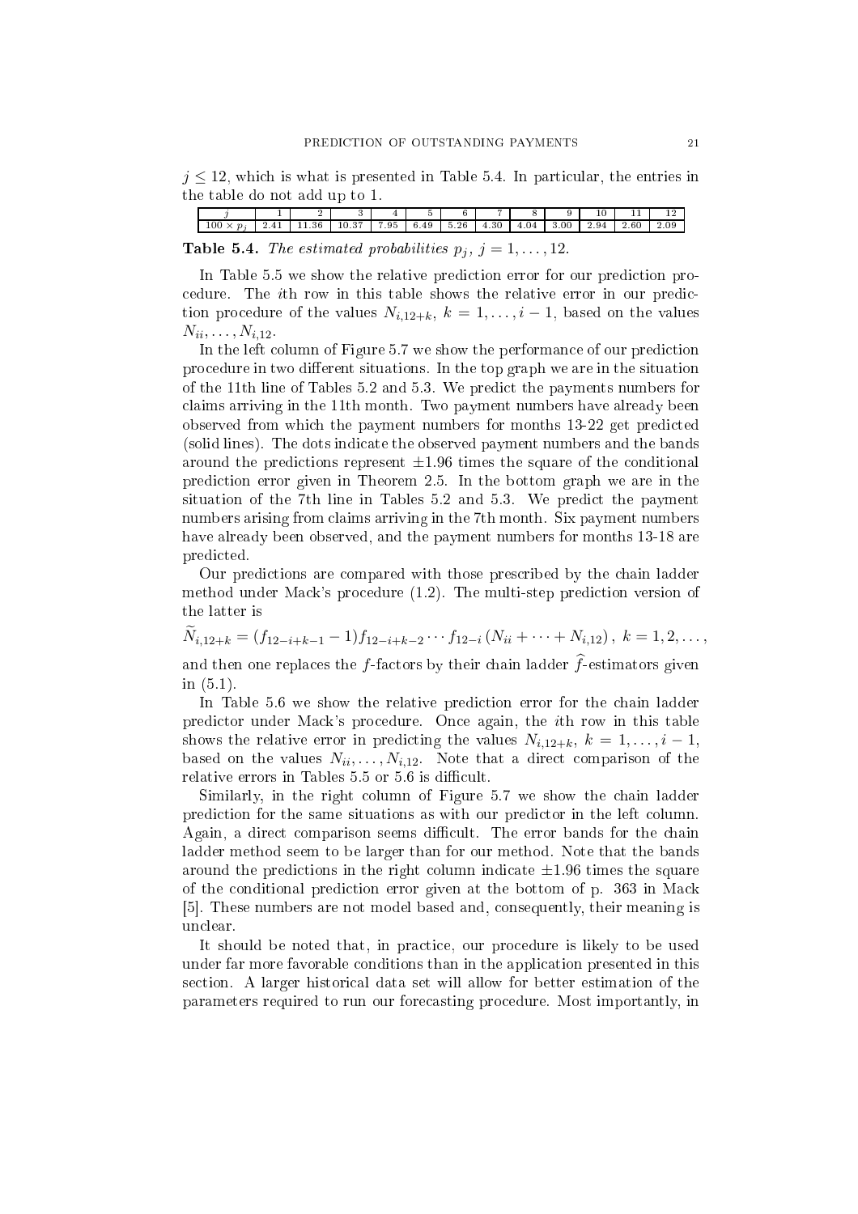$j \leq 12$, which is what is presented in Table 5.4. In particular, the entries in the table do not add up to 1.

| $j$ | 1 | 2 | 3 | 4 | 5 | 6 | 7 | 8 | 9 | 10 | 11 | 12 |
|---|---|---|---|---|---|---|---|---|---|---|---|---|
| $100 \times p_j$ | 2.41 | 11.36 | 10.37 | 7.95 | 6.49 | 5.26 | 4.30 | 4.04 | 3.00 | 2.94 | 2.60 | 2.09 |

**Table 5.4.** *The estimated probabilities $p_j$, $j = 1, \ldots, 12$.*

In Table 5.5 we show the relative prediction error for our prediction procedure. The $i$th row in this table shows the relative error in our prediction procedure of the values $N_{i,12+k}$, $k = 1, \ldots, i-1$, based on the values $N_{ii}, \ldots, N_{i,12}$.

In the left column of Figure 5.7 we show the performance of our prediction procedure in two different situations. In the top graph we are in the situation of the 11th line of Tables 5.2 and 5.3. We predict the payments numbers for claims arriving in the 11th month. Two payment numbers have already been observed from which the payment numbers for months 13-22 get predicted (solid lines). The dots indicate the observed payment numbers and the bands around the predictions represent $\pm 1.96$ times the square of the conditional prediction error given in Theorem 2.5. In the bottom graph we are in the situation of the 7th line in Tables 5.2 and 5.3. We predict the payment numbers arising from claims arriving in the 7th month. Six payment numbers have already been observed, and the payment numbers for months 13-18 are predicted.

Our predictions are compared with those prescribed by the chain ladder method under Mack's procedure (1.2). The multi-step prediction version of the latter is

$$\widetilde{N}_{i,12+k} = (f_{12-i+k-1} - 1) f_{12-i+k-2} \cdots f_{12-i} \left( N_{ii} + \cdots + N_{i,12} \right), \ k = 1, 2, \ldots,$$

and then one replaces the $f$-factors by their chain ladder $\widehat{f}$-estimators given in (5.1).

In Table 5.6 we show the relative prediction error for the chain ladder predictor under Mack's procedure. Once again, the $i$th row in this table shows the relative error in predicting the values $N_{i,12+k}$, $k = 1, \ldots, i-1$, based on the values $N_{ii}, \ldots, N_{i,12}$. Note that a direct comparison of the relative errors in Tables 5.5 or 5.6 is difficult.

Similarly, in the right column of Figure 5.7 we show the chain ladder prediction for the same situations as with our predictor in the left column. Again, a direct comparison seems difficult. The error bands for the chain ladder method seem to be larger than for our method. Note that the bands around the predictions in the right column indicate $\pm 1.96$ times the square of the conditional prediction error given at the bottom of p. 363 in Mack [5]. These numbers are not model based and, consequently, their meaning is unclear.

It should be noted that, in practice, our procedure is likely to be used under far more favorable conditions than in the application presented in this section. A larger historical data set will allow for better estimation of the parameters required to run our forecasting procedure. Most importantly, in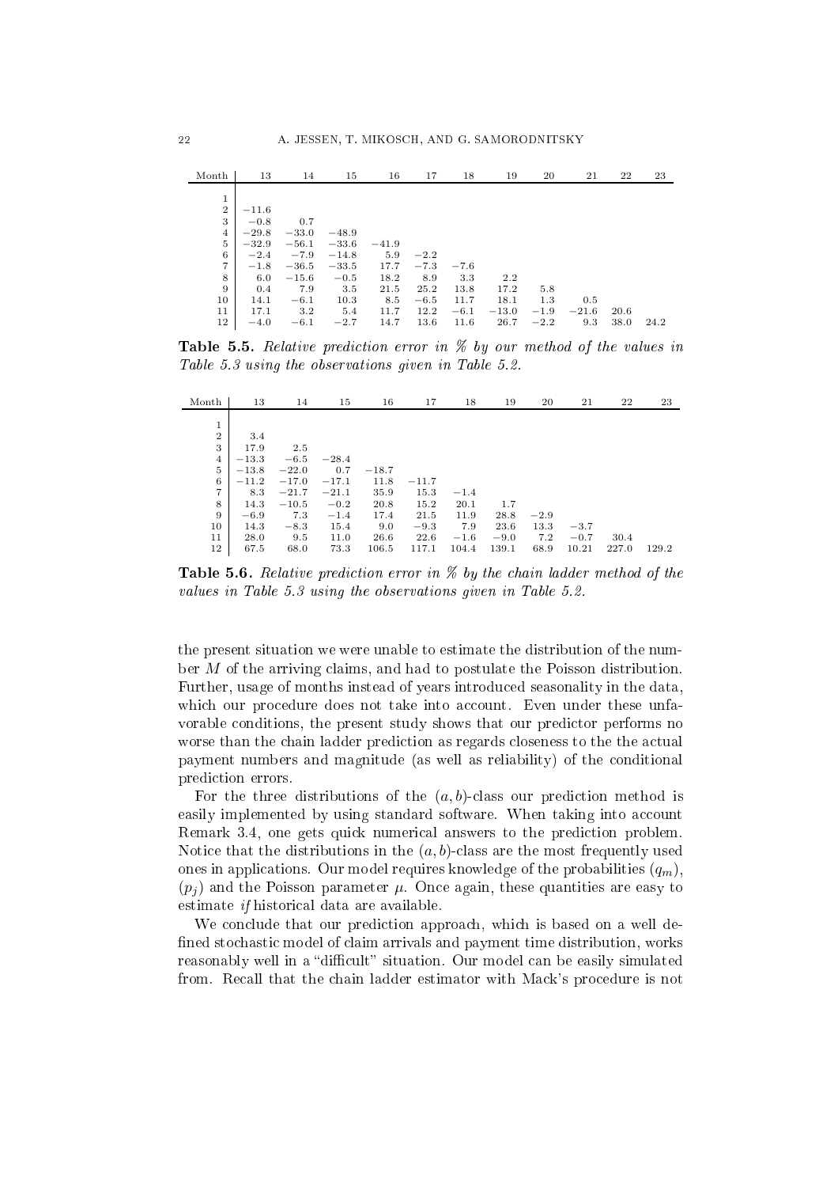| Month | 13 | 14 | 15 | 16 | 17 | 18 | 19 | 20 | 21 | 22 | 23 |
|---|---|---|---|---|---|---|---|---|---|---|---|
| 1 | | | | | | | | | | | |
| 2 | −11.6 | | | | | | | | | | |
| 3 | −0.8 | 0.7 | | | | | | | | | |
| 4 | −29.8 | −33.0 | −48.9 | | | | | | | | |
| 5 | −32.9 | −56.1 | −33.6 | −41.9 | | | | | | | |
| 6 | −2.4 | −7.9 | −14.8 | 5.9 | −2.2 | | | | | | |
| 7 | −1.8 | −36.5 | −33.5 | 17.7 | −7.3 | −7.6 | | | | | |
| 8 | 6.0 | −15.6 | −0.5 | 18.2 | 8.9 | 3.3 | 2.2 | | | | |
| 9 | 0.4 | 7.9 | 3.5 | 21.5 | 25.2 | 13.8 | 17.2 | 5.8 | | | |
| 10 | 14.1 | −6.1 | 10.3 | 8.5 | −6.5 | 11.7 | 18.1 | 1.3 | 0.5 | | |
| 11 | 17.1 | 3.2 | 5.4 | 11.7 | 12.2 | −6.1 | −13.0 | −1.9 | −21.6 | 20.6 | |
| 12 | −4.0 | −6.1 | −2.7 | 14.7 | 13.6 | 11.6 | 26.7 | −2.2 | 9.3 | 38.0 | 24.2 |

**Table 5.5.** *Relative prediction error in % by our method of the values in Table 5.3 using the observations given in Table 5.2.*

| Month | 13 | 14 | 15 | 16 | 17 | 18 | 19 | 20 | 21 | 22 | 23 |
|---|---|---|---|---|---|---|---|---|---|---|---|
| 1 | | | | | | | | | | | |
| 2 | 3.4 | | | | | | | | | | |
| 3 | 17.9 | 2.5 | | | | | | | | | |
| 4 | −13.3 | −6.5 | −28.4 | | | | | | | | |
| 5 | −13.8 | −22.0 | 0.7 | −18.7 | | | | | | | |
| 6 | −11.2 | −17.0 | −17.1 | 11.8 | −11.7 | | | | | | |
| 7 | 8.3 | −21.7 | −21.1 | 35.9 | 15.3 | −1.4 | | | | | |
| 8 | 14.3 | −10.5 | −0.2 | 20.8 | 15.2 | 20.1 | 1.7 | | | | |
| 9 | −6.9 | 7.3 | −1.4 | 17.4 | 21.5 | 11.9 | 28.8 | −2.9 | | | |
| 10 | 14.3 | −8.3 | 15.4 | 9.0 | −9.3 | 7.9 | 23.6 | 13.3 | −3.7 | | |
| 11 | 28.0 | 9.5 | 11.0 | 26.6 | 22.6 | −1.6 | −9.0 | 7.2 | −0.7 | 30.4 | |
| 12 | 67.5 | 68.0 | 73.3 | 106.5 | 117.1 | 104.4 | 139.1 | 68.9 | 10.21 | 227.0 | 129.2 |

**Table 5.6.** *Relative prediction error in % by the chain ladder method of the values in Table 5.3 using the observations given in Table 5.2.*

the present situation we were unable to estimate the distribution of the number $M$ of the arriving claims, and had to postulate the Poisson distribution. Further, usage of months instead of years introduced seasonality in the data, which our procedure does not take into account. Even under these unfavorable conditions, the present study shows that our predictor performs no worse than the chain ladder prediction as regards closeness to the the actual payment numbers and magnitude (as well as reliability) of the conditional prediction errors.

For the three distributions of the $(a, b)$-class our prediction method is easily implemented by using standard software. When taking into account Remark 3.4, one gets quick numerical answers to the prediction problem. Notice that the distributions in the $(a, b)$-class are the most frequently used ones in applications. Our model requires knowledge of the probabilities $(q_m)$, $(p_j)$ and the Poisson parameter $\mu$. Once again, these quantities are easy to estimate *if* historical data are available.

We conclude that our prediction approach, which is based on a well defined stochastic model of claim arrivals and payment time distribution, works reasonably well in a "difficult" situation. Our model can be easily simulated from. Recall that the chain ladder estimator with Mack's procedure is not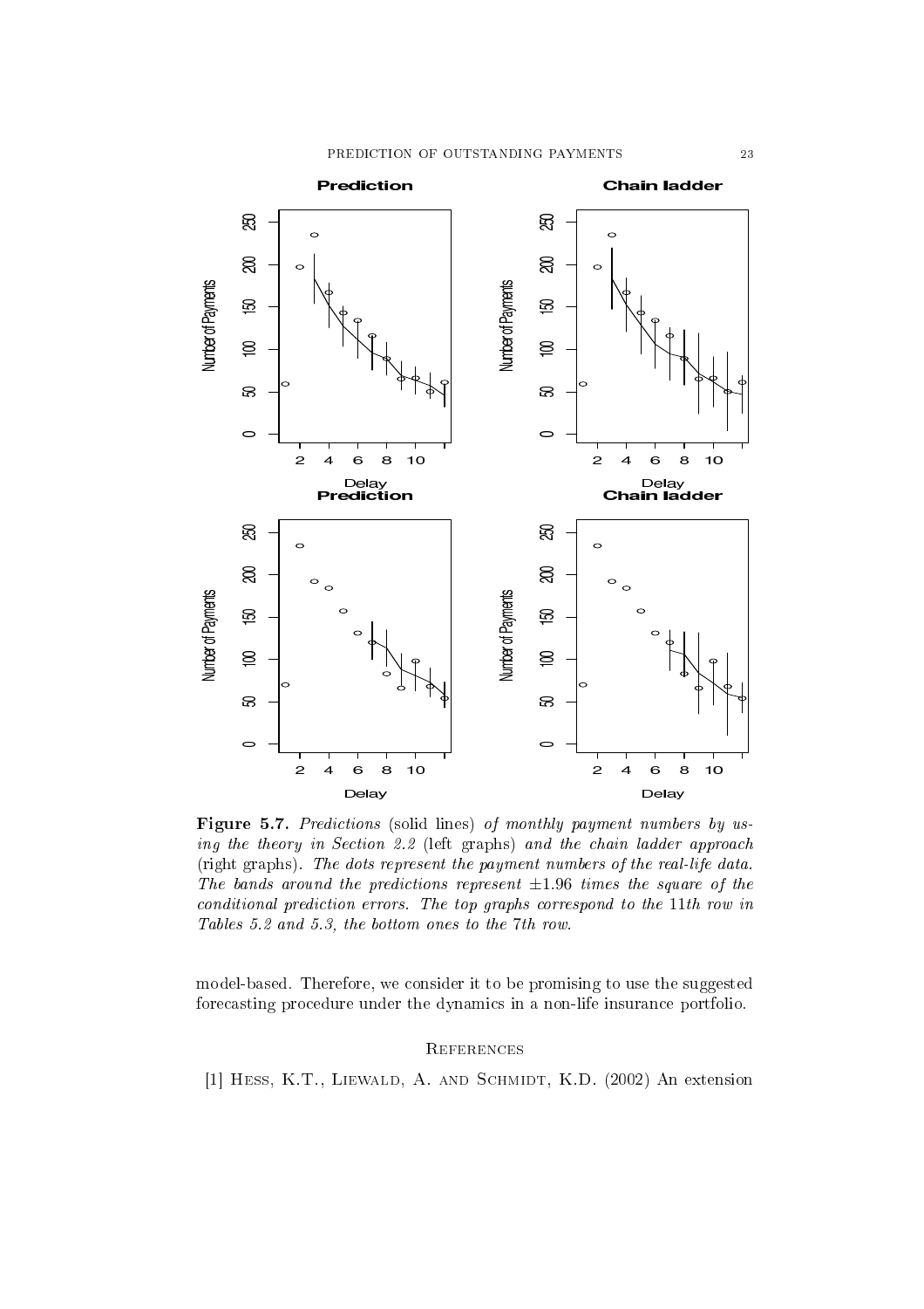**Figure 5.7.** *Predictions* (solid lines) *of monthly payment numbers by using the theory in Section 2.2* (left graphs) *and the chain ladder approach* (right graphs). *The dots represent the payment numbers of the real-life data. The bands around the predictions represent* $\pm 1.96$ *times the square of the conditional prediction errors. The top graphs correspond to the* 11*th row in Tables 5.2 and 5.3, the bottom ones to the* 7*th row.*

model-based. Therefore, we consider it to be promising to use the suggested forecasting procedure under the dynamics in a non-life insurance portfolio.

## References

[1] Hess, K.T., Liewald, A. and Schmidt, K.D. (2002) An extension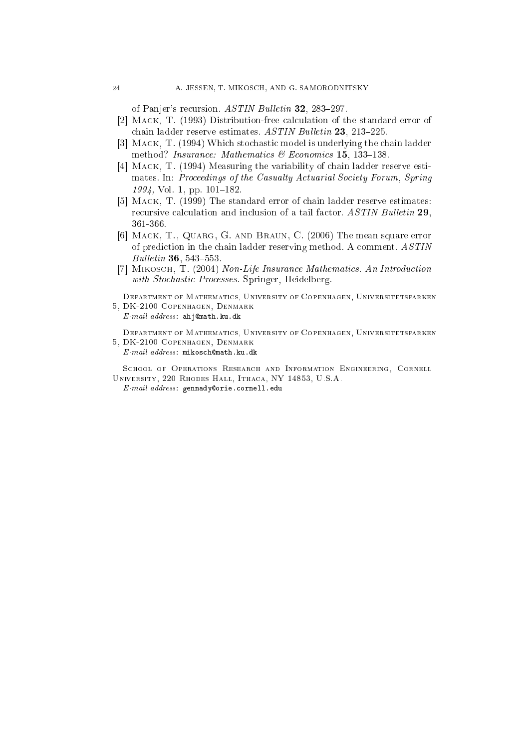of Panjer's recursion. *ASTIN Bulletin* **32**, 283–297.

[2] Mack, T. (1993) Distribution-free calculation of the standard error of chain ladder reserve estimates. *ASTIN Bulletin* **23**, 213–225.

[3] Mack, T. (1994) Which stochastic model is underlying the chain ladder method? *Insurance: Mathematics & Economics* **15**, 133–138.

[4] Mack, T. (1994) Measuring the variability of chain ladder reserve estimates. In: *Proceedings of the Casualty Actuarial Society Forum, Spring 1994,* Vol. **1**, pp. 101–182.

[5] Mack, T. (1999) The standard error of chain ladder reserve estimates: recursive calculation and inclusion of a tail factor. *ASTIN Bulletin* **29**, 361-366.

[6] Mack, T., Quarg, G. and Braun, C. (2006) The mean square error of prediction in the chain ladder reserving method. A comment. *ASTIN Bulletin* **36**, 543–553.

[7] Mikosch, T. (2004) *Non-Life Insurance Mathematics. An Introduction with Stochastic Processes.* Springer, Heidelberg.

Department of Mathematics, University of Copenhagen, Universitetsparken 5, DK-2100 Copenhagen, Denmark
*E-mail address*: ahj@math.ku.dk

Department of Mathematics, University of Copenhagen, Universitetsparken 5, DK-2100 Copenhagen, Denmark
*E-mail address*: mikosch@math.ku.dk

School of Operations Research and Information Engineering, Cornell University, 220 Rhodes Hall, Ithaca, NY 14853, U.S.A.
*E-mail address*: gennady@orie.cornell.edu